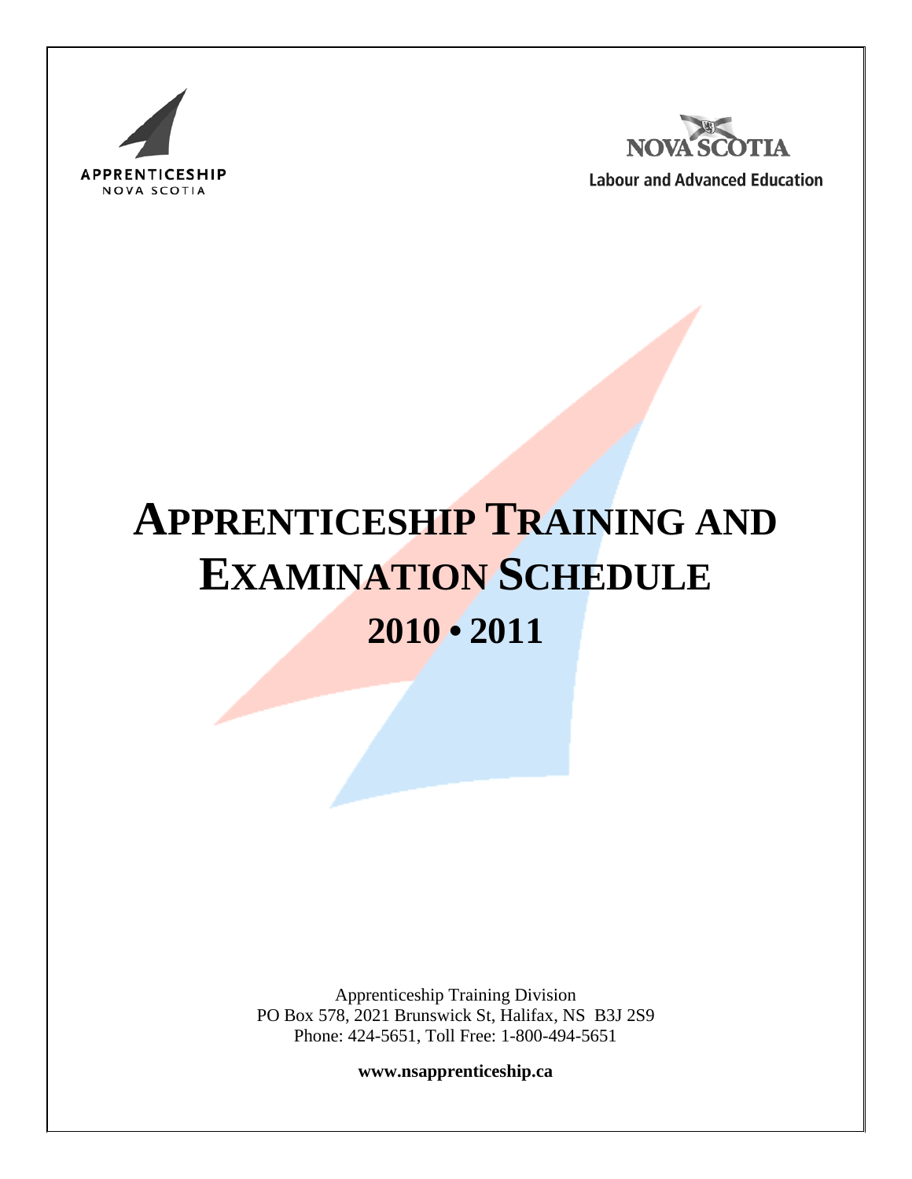APPRENTICESHIP NOVA SCOTIA

NOVA SCOTIA
Labour and Advanced Education

# APPRENTICESHIP TRAINING AND EXAMINATION SCHEDULE

## 2010 • 2011

Apprenticeship Training Division
PO Box 578, 2021 Brunswick St, Halifax, NS B3J 2S9
Phone: 424-5651, Toll Free: 1-800-494-5651

**www.nsapprenticeship.ca**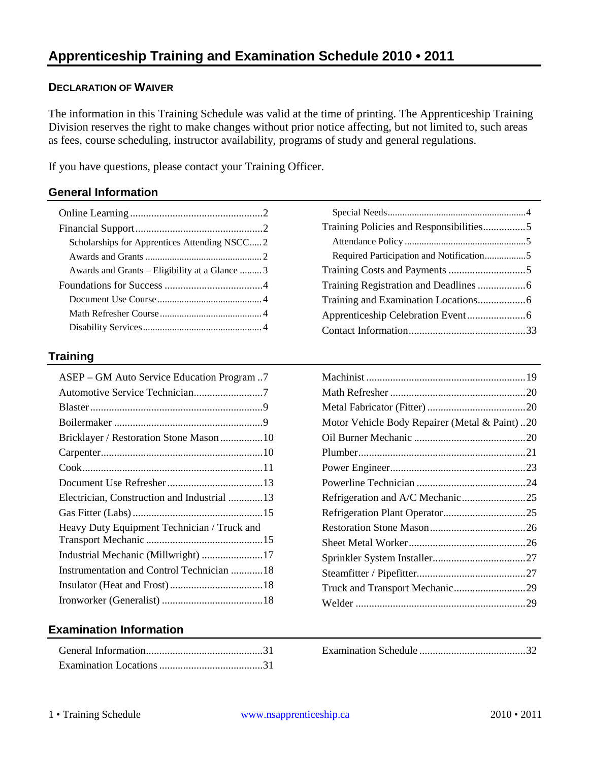# Apprenticeship Training and Examination Schedule 2010 • 2011

**DECLARATION OF WAIVER**

The information in this Training Schedule was valid at the time of printing. The Apprenticeship Training Division reserves the right to make changes without prior notice affecting, but not limited to, such areas as fees, course scheduling, instructor availability, programs of study and general regulations.

If you have questions, please contact your Training Officer.

## General Information

- Online Learning .......... 2
- Financial Support .......... 2
  - Scholarships for Apprentices Attending NSCC .......... 2
  - Awards and Grants .......... 2
  - Awards and Grants – Eligibility at a Glance .......... 3
- Foundations for Success .......... 4
  - Document Use Course .......... 4
  - Math Refresher Course .......... 4
  - Disability Services .......... 4
  - Special Needs .......... 4
- Training Policies and Responsibilities .......... 5
  - Attendance Policy .......... 5
  - Required Participation and Notification .......... 5
- Training Costs and Payments .......... 5
- Training Registration and Deadlines .......... 6
- Training and Examination Locations .......... 6
- Apprenticeship Celebration Event .......... 6
- Contact Information .......... 33

## Training

- ASEP – GM Auto Service Education Program .......... 7
- Automotive Service Technician .......... 7
- Blaster .......... 9
- Boilermaker .......... 9
- Bricklayer / Restoration Stone Mason .......... 10
- Carpenter .......... 10
- Cook .......... 11
- Document Use Refresher .......... 13
- Electrician, Construction and Industrial .......... 13
- Gas Fitter (Labs) .......... 15
- Heavy Duty Equipment Technician / Truck and Transport Mechanic .......... 15
- Industrial Mechanic (Millwright) .......... 17
- Instrumentation and Control Technician .......... 18
- Insulator (Heat and Frost) .......... 18
- Ironworker (Generalist) .......... 18
- Machinist .......... 19
- Math Refresher .......... 20
- Metal Fabricator (Fitter) .......... 20
- Motor Vehicle Body Repairer (Metal & Paint) .......... 20
- Oil Burner Mechanic .......... 20
- Plumber .......... 21
- Power Engineer .......... 23
- Powerline Technician .......... 24
- Refrigeration and A/C Mechanic .......... 25
- Refrigeration Plant Operator .......... 25
- Restoration Stone Mason .......... 26
- Sheet Metal Worker .......... 26
- Sprinkler System Installer .......... 27
- Steamfitter / Pipefitter .......... 27
- Truck and Transport Mechanic .......... 29
- Welder .......... 29

## Examination Information

- General Information .......... 31
- Examination Locations .......... 31
- Examination Schedule .......... 32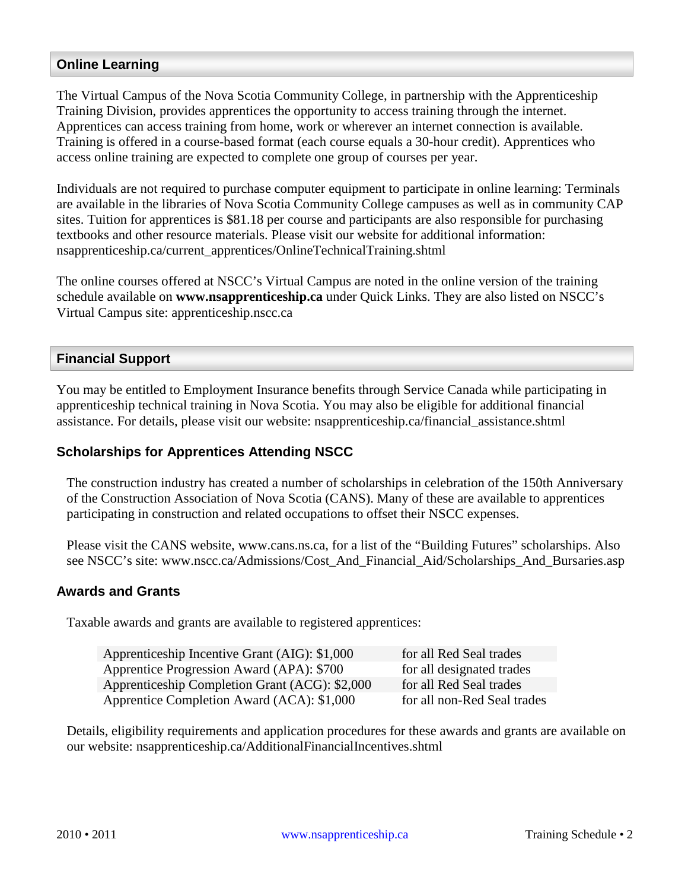## Online Learning

The Virtual Campus of the Nova Scotia Community College, in partnership with the Apprenticeship Training Division, provides apprentices the opportunity to access training through the internet. Apprentices can access training from home, work or wherever an internet connection is available. Training is offered in a course-based format (each course equals a 30-hour credit). Apprentices who access online training are expected to complete one group of courses per year.

Individuals are not required to purchase computer equipment to participate in online learning: Terminals are available in the libraries of Nova Scotia Community College campuses as well as in community CAP sites. Tuition for apprentices is $81.18 per course and participants are also responsible for purchasing textbooks and other resource materials. Please visit our website for additional information: nsapprenticeship.ca/current_apprentices/OnlineTechnicalTraining.shtml

The online courses offered at NSCC's Virtual Campus are noted in the online version of the training schedule available on **www.nsapprenticeship.ca** under Quick Links. They are also listed on NSCC's Virtual Campus site: apprenticeship.nscc.ca

## Financial Support

You may be entitled to Employment Insurance benefits through Service Canada while participating in apprenticeship technical training in Nova Scotia. You may also be eligible for additional financial assistance. For details, please visit our website: nsapprenticeship.ca/financial_assistance.shtml

### Scholarships for Apprentices Attending NSCC

The construction industry has created a number of scholarships in celebration of the 150th Anniversary of the Construction Association of Nova Scotia (CANS). Many of these are available to apprentices participating in construction and related occupations to offset their NSCC expenses.

Please visit the CANS website, www.cans.ns.ca, for a list of the "Building Futures" scholarships. Also see NSCC's site: www.nscc.ca/Admissions/Cost_And_Financial_Aid/Scholarships_And_Bursaries.asp

### Awards and Grants

Taxable awards and grants are available to registered apprentices:

| | |
|---|---|
| Apprenticeship Incentive Grant (AIG): $1,000 | for all Red Seal trades |
| Apprentice Progression Award (APA): $700 | for all designated trades |
| Apprenticeship Completion Grant (ACG): $2,000 | for all Red Seal trades |
| Apprentice Completion Award (ACA): $1,000 | for all non-Red Seal trades |

Details, eligibility requirements and application procedures for these awards and grants are available on our website: nsapprenticeship.ca/AdditionalFinancialIncentives.shtml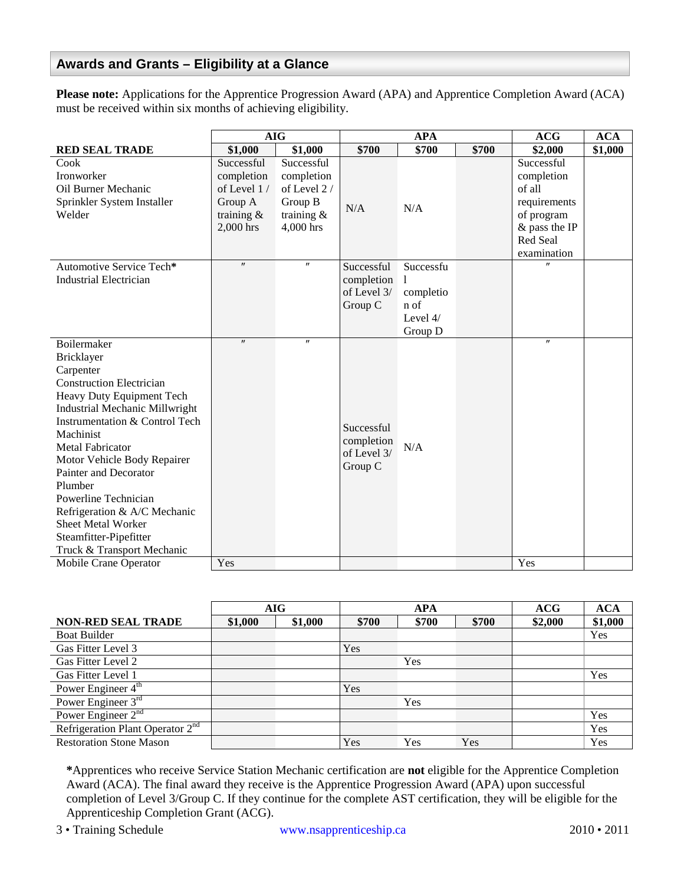## Awards and Grants – Eligibility at a Glance

**Please note:** Applications for the Apprentice Progression Award (APA) and Apprentice Completion Award (ACA) must be received within six months of achieving eligibility.

| | AIG | | APA | | | ACG | ACA |
|---|---|---|---|---|---|---|---|
| **RED SEAL TRADE** | **$1,000** | **$1,000** | **$700** | **$700** | **$700** | **$2,000** | **$1,000** |
| Cook<br>Ironworker<br>Oil Burner Mechanic<br>Sprinkler System Installer<br>Welder | Successful completion of Level 1 / Group A training & 2,000 hrs | Successful completion of Level 2 / Group B training & 4,000 hrs | N/A | N/A | | Successful completion of all requirements of program & pass the IP Red Seal examination | |
| Automotive Service Tech*<br>Industrial Electrician | ″ | ″ | Successful completion of Level 3/ Group C | Successful completion of Level 4/ Group D | | ″ | |
| Boilermaker<br>Bricklayer<br>Carpenter<br>Construction Electrician<br>Heavy Duty Equipment Tech<br>Industrial Mechanic Millwright<br>Instrumentation & Control Tech<br>Machinist<br>Metal Fabricator<br>Motor Vehicle Body Repairer<br>Painter and Decorator<br>Plumber<br>Powerline Technician<br>Refrigeration & A/C Mechanic<br>Sheet Metal Worker<br>Steamfitter-Pipefitter<br>Truck & Transport Mechanic | ″ | ″ | Successful completion of Level 3/ Group C | N/A | | ″ | |
| Mobile Crane Operator | Yes | | | | | Yes | |

| | AIG | | APA | | | ACG | ACA |
|---|---|---|---|---|---|---|---|
| **NON-RED SEAL TRADE** | **$1,000** | **$1,000** | **$700** | **$700** | **$700** | **$2,000** | **$1,000** |
| Boat Builder | | | | | | | Yes |
| Gas Fitter Level 3 | | | Yes | | | | |
| Gas Fitter Level 2 | | | | Yes | | | |
| Gas Fitter Level 1 | | | | | | | Yes |
| Power Engineer 4th | | | Yes | | | | |
| Power Engineer 3rd | | | | Yes | | | |
| Power Engineer 2nd | | | | | | | Yes |
| Refrigeration Plant Operator 2nd | | | | | | | Yes |
| Restoration Stone Mason | | | Yes | Yes | Yes | | Yes |

***Apprentices who receive Service Station Mechanic certification are **not** eligible for the Apprentice Completion Award (ACA). The final award they receive is the Apprentice Progression Award (APA) upon successful completion of Level 3/Group C. If they continue for the complete AST certification, they will be eligible for the Apprenticeship Completion Grant (ACG).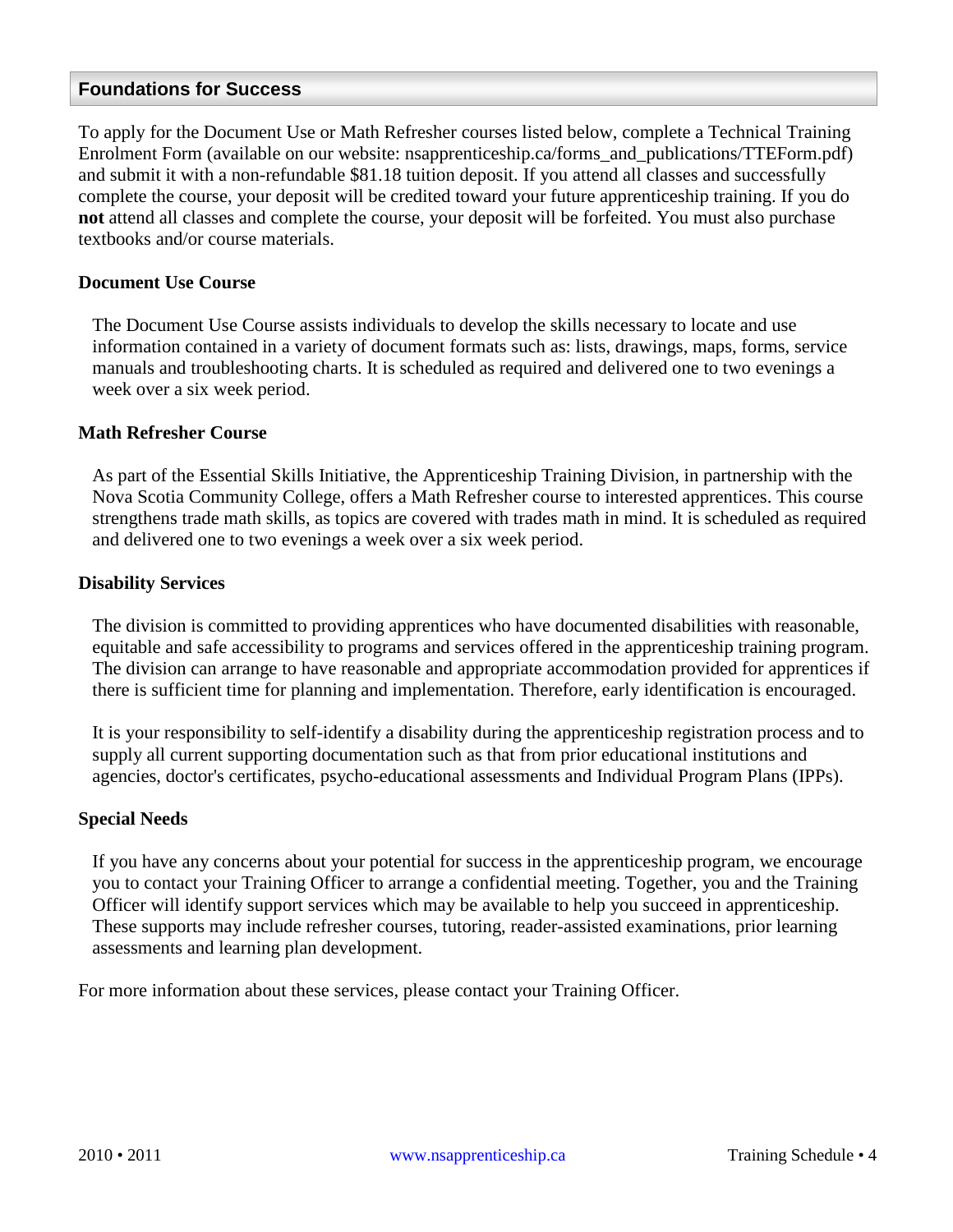## Foundations for Success

To apply for the Document Use or Math Refresher courses listed below, complete a Technical Training Enrolment Form (available on our website: nsapprenticeship.ca/forms_and_publications/TTEForm.pdf) and submit it with a non-refundable $81.18 tuition deposit. If you attend all classes and successfully complete the course, your deposit will be credited toward your future apprenticeship training. If you do **not** attend all classes and complete the course, your deposit will be forfeited. You must also purchase textbooks and/or course materials.

### Document Use Course

The Document Use Course assists individuals to develop the skills necessary to locate and use information contained in a variety of document formats such as: lists, drawings, maps, forms, service manuals and troubleshooting charts. It is scheduled as required and delivered one to two evenings a week over a six week period.

### Math Refresher Course

As part of the Essential Skills Initiative, the Apprenticeship Training Division, in partnership with the Nova Scotia Community College, offers a Math Refresher course to interested apprentices. This course strengthens trade math skills, as topics are covered with trades math in mind. It is scheduled as required and delivered one to two evenings a week over a six week period.

### Disability Services

The division is committed to providing apprentices who have documented disabilities with reasonable, equitable and safe accessibility to programs and services offered in the apprenticeship training program. The division can arrange to have reasonable and appropriate accommodation provided for apprentices if there is sufficient time for planning and implementation. Therefore, early identification is encouraged.

It is your responsibility to self-identify a disability during the apprenticeship registration process and to supply all current supporting documentation such as that from prior educational institutions and agencies, doctor's certificates, psycho-educational assessments and Individual Program Plans (IPPs).

### Special Needs

If you have any concerns about your potential for success in the apprenticeship program, we encourage you to contact your Training Officer to arrange a confidential meeting. Together, you and the Training Officer will identify support services which may be available to help you succeed in apprenticeship. These supports may include refresher courses, tutoring, reader-assisted examinations, prior learning assessments and learning plan development.

For more information about these services, please contact your Training Officer.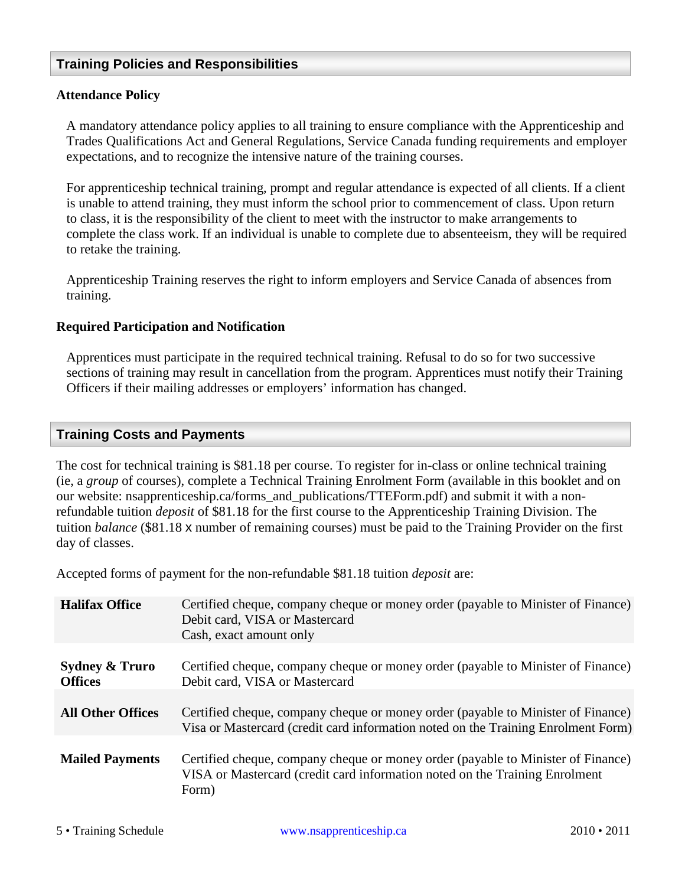## Training Policies and Responsibilities

### Attendance Policy

A mandatory attendance policy applies to all training to ensure compliance with the Apprenticeship and Trades Qualifications Act and General Regulations, Service Canada funding requirements and employer expectations, and to recognize the intensive nature of the training courses.

For apprenticeship technical training, prompt and regular attendance is expected of all clients. If a client is unable to attend training, they must inform the school prior to commencement of class. Upon return to class, it is the responsibility of the client to meet with the instructor to make arrangements to complete the class work. If an individual is unable to complete due to absenteeism, they will be required to retake the training.

Apprenticeship Training reserves the right to inform employers and Service Canada of absences from training.

### Required Participation and Notification

Apprentices must participate in the required technical training. Refusal to do so for two successive sections of training may result in cancellation from the program. Apprentices must notify their Training Officers if their mailing addresses or employers' information has changed.

## Training Costs and Payments

The cost for technical training is $81.18 per course. To register for in-class or online technical training (ie, a *group* of courses), complete a Technical Training Enrolment Form (available in this booklet and on our website: nsapprenticeship.ca/forms_and_publications/TTEForm.pdf) and submit it with a non-refundable tuition *deposit* of $81.18 for the first course to the Apprenticeship Training Division. The tuition *balance* ($81.18 x number of remaining courses) must be paid to the Training Provider on the first day of classes.

Accepted forms of payment for the non-refundable $81.18 tuition *deposit* are:

| | |
|---|---|
| **Halifax Office** | Certified cheque, company cheque or money order (payable to Minister of Finance)<br>Debit card, VISA or Mastercard<br>Cash, exact amount only |
| **Sydney & Truro Offices** | Certified cheque, company cheque or money order (payable to Minister of Finance)<br>Debit card, VISA or Mastercard |
| **All Other Offices** | Certified cheque, company cheque or money order (payable to Minister of Finance)<br>Visa or Mastercard (credit card information noted on the Training Enrolment Form) |
| **Mailed Payments** | Certified cheque, company cheque or money order (payable to Minister of Finance)<br>VISA or Mastercard (credit card information noted on the Training Enrolment Form) |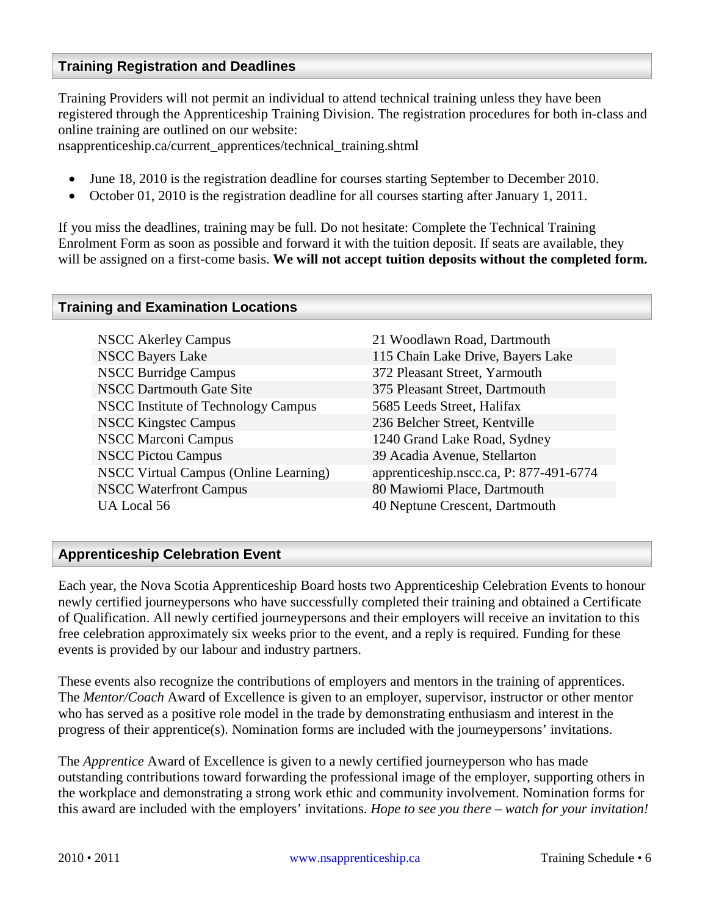## Training Registration and Deadlines

Training Providers will not permit an individual to attend technical training unless they have been registered through the Apprenticeship Training Division. The registration procedures for both in-class and online training are outlined on our website:
nsapprenticeship.ca/current_apprentices/technical_training.shtml

- June 18, 2010 is the registration deadline for courses starting September to December 2010.
- October 01, 2010 is the registration deadline for all courses starting after January 1, 2011.

If you miss the deadlines, training may be full. Do not hesitate: Complete the Technical Training Enrolment Form as soon as possible and forward it with the tuition deposit. If seats are available, they will be assigned on a first-come basis. **We will not accept tuition deposits without the completed form.**

## Training and Examination Locations

| Location | Address |
| --- | --- |
| NSCC Akerley Campus | 21 Woodlawn Road, Dartmouth |
| NSCC Bayers Lake | 115 Chain Lake Drive, Bayers Lake |
| NSCC Burridge Campus | 372 Pleasant Street, Yarmouth |
| NSCC Dartmouth Gate Site | 375 Pleasant Street, Dartmouth |
| NSCC Institute of Technology Campus | 5685 Leeds Street, Halifax |
| NSCC Kingstec Campus | 236 Belcher Street, Kentville |
| NSCC Marconi Campus | 1240 Grand Lake Road, Sydney |
| NSCC Pictou Campus | 39 Acadia Avenue, Stellarton |
| NSCC Virtual Campus (Online Learning) | apprenticeship.nscc.ca, P: 877-491-6774 |
| NSCC Waterfront Campus | 80 Mawiomi Place, Dartmouth |
| UA Local 56 | 40 Neptune Crescent, Dartmouth |

## Apprenticeship Celebration Event

Each year, the Nova Scotia Apprenticeship Board hosts two Apprenticeship Celebration Events to honour newly certified journeypersons who have successfully completed their training and obtained a Certificate of Qualification. All newly certified journeypersons and their employers will receive an invitation to this free celebration approximately six weeks prior to the event, and a reply is required. Funding for these events is provided by our labour and industry partners.

These events also recognize the contributions of employers and mentors in the training of apprentices. The *Mentor/Coach* Award of Excellence is given to an employer, supervisor, instructor or other mentor who has served as a positive role model in the trade by demonstrating enthusiasm and interest in the progress of their apprentice(s). Nomination forms are included with the journeypersons' invitations.

The *Apprentice* Award of Excellence is given to a newly certified journeyperson who has made outstanding contributions toward forwarding the professional image of the employer, supporting others in the workplace and demonstrating a strong work ethic and community involvement. Nomination forms for this award are included with the employers' invitations. *Hope to see you there – watch for your invitation!*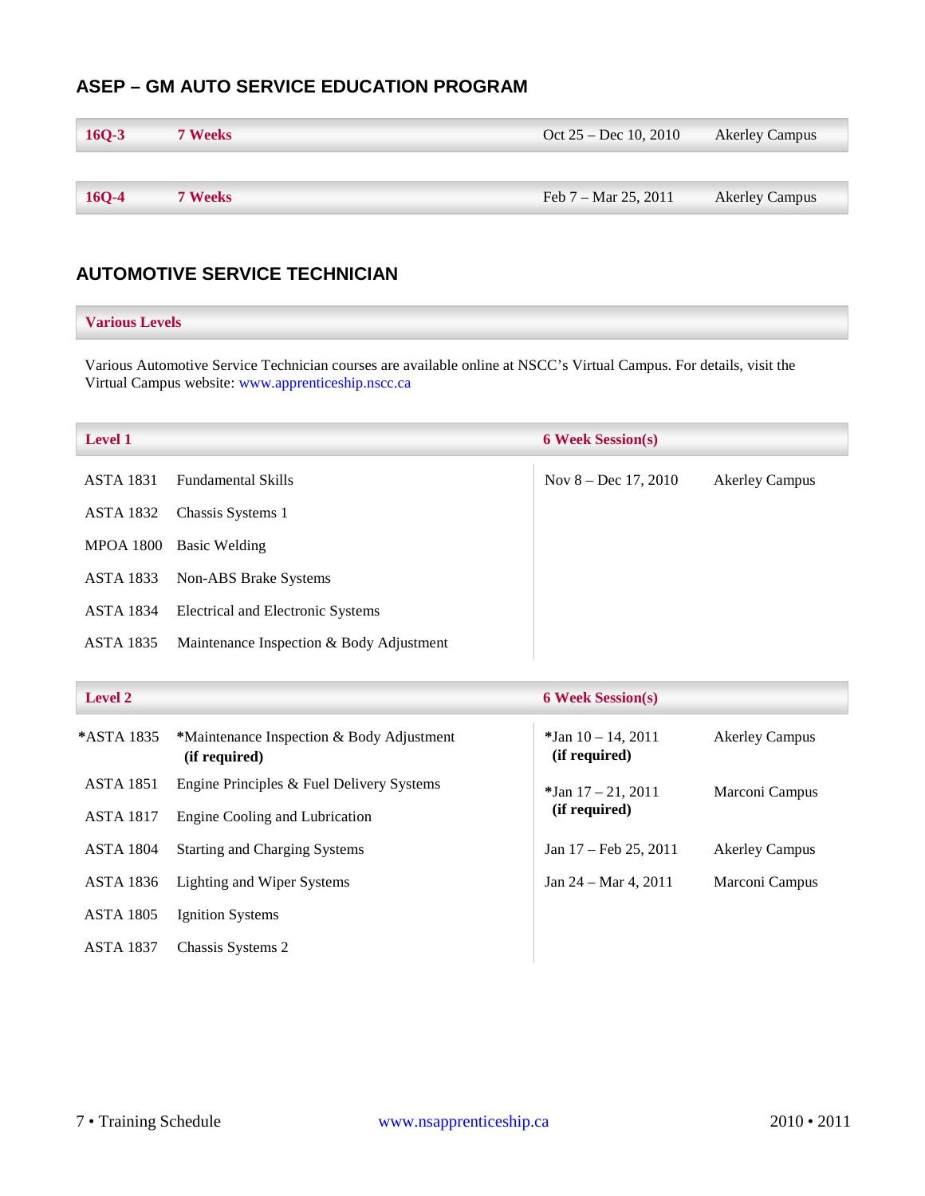## ASEP – GM AUTO SERVICE EDUCATION PROGRAM

| | | | |
|---|---|---|---|
| **16Q-3** | **7 Weeks** | Oct 25 – Dec 10, 2010 | Akerley Campus |
| **16Q-4** | **7 Weeks** | Feb 7 – Mar 25, 2011 | Akerley Campus |

## AUTOMOTIVE SERVICE TECHNICIAN

**Various Levels**

Various Automotive Service Technician courses are available online at NSCC's Virtual Campus. For details, visit the Virtual Campus website: www.apprenticeship.nscc.ca

| **Level 1** | | **6 Week Session(s)** | |
|---|---|---|---|
| ASTA 1831 | Fundamental Skills | Nov 8 – Dec 17, 2010 | Akerley Campus |
| ASTA 1832 | Chassis Systems 1 | | |
| MPOA 1800 | Basic Welding | | |
| ASTA 1833 | Non-ABS Brake Systems | | |
| ASTA 1834 | Electrical and Electronic Systems | | |
| ASTA 1835 | Maintenance Inspection & Body Adjustment | | |

| **Level 2** | | **6 Week Session(s)** | |
|---|---|---|---|
| *ASTA 1835 | *Maintenance Inspection & Body Adjustment **(if required)** | *Jan 10 – 14, 2011 **(if required)** | Akerley Campus |
| ASTA 1851 | Engine Principles & Fuel Delivery Systems | *Jan 17 – 21, 2011 **(if required)** | Marconi Campus |
| ASTA 1817 | Engine Cooling and Lubrication | | |
| ASTA 1804 | Starting and Charging Systems | Jan 17 – Feb 25, 2011 | Akerley Campus |
| ASTA 1836 | Lighting and Wiper Systems | Jan 24 – Mar 4, 2011 | Marconi Campus |
| ASTA 1805 | Ignition Systems | | |
| ASTA 1837 | Chassis Systems 2 | | |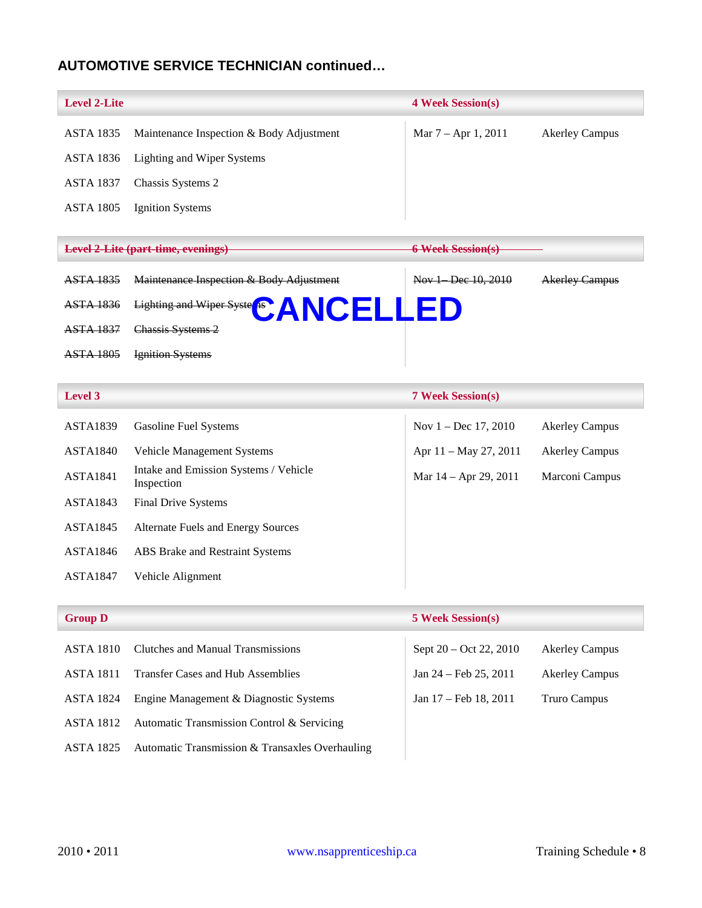## AUTOMOTIVE SERVICE TECHNICIAN continued…

| Level 2-Lite | | 4 Week Session(s) | |
|---|---|---|---|
| ASTA 1835 | Maintenance Inspection & Body Adjustment | Mar 7 – Apr 1, 2011 | Akerley Campus |
| ASTA 1836 | Lighting and Wiper Systems | | |
| ASTA 1837 | Chassis Systems 2 | | |
| ASTA 1805 | Ignition Systems | | |

| ~~Level 2-Lite (part-time, evenings)~~ | | ~~6 Week Session(s)~~ | |
|---|---|---|---|
| ~~ASTA 1835~~ | ~~Maintenance Inspection & Body Adjustment~~ | ~~Nov 1– Dec 10, 2010~~ | ~~Akerley Campus~~ |
| ~~ASTA 1836~~ | ~~Lighting and Wiper Systems~~ | | |
| ~~ASTA 1837~~ | ~~Chassis Systems 2~~ | | |
| ~~ASTA 1805~~ | ~~Ignition Systems~~ | | |

**CANCELLED**

| Level 3 | | 7 Week Session(s) | |
|---|---|---|---|
| ASTA1839 | Gasoline Fuel Systems | Nov 1 – Dec 17, 2010 | Akerley Campus |
| ASTA1840 | Vehicle Management Systems | Apr 11 – May 27, 2011 | Akerley Campus |
| ASTA1841 | Intake and Emission Systems / Vehicle Inspection | Mar 14 – Apr 29, 2011 | Marconi Campus |
| ASTA1843 | Final Drive Systems | | |
| ASTA1845 | Alternate Fuels and Energy Sources | | |
| ASTA1846 | ABS Brake and Restraint Systems | | |
| ASTA1847 | Vehicle Alignment | | |

| Group D | | 5 Week Session(s) | |
|---|---|---|---|
| ASTA 1810 | Clutches and Manual Transmissions | Sept 20 – Oct 22, 2010 | Akerley Campus |
| ASTA 1811 | Transfer Cases and Hub Assemblies | Jan 24 – Feb 25, 2011 | Akerley Campus |
| ASTA 1824 | Engine Management & Diagnostic Systems | Jan 17 – Feb 18, 2011 | Truro Campus |
| ASTA 1812 | Automatic Transmission Control & Servicing | | |
| ASTA 1825 | Automatic Transmission & Transaxles Overhauling | | |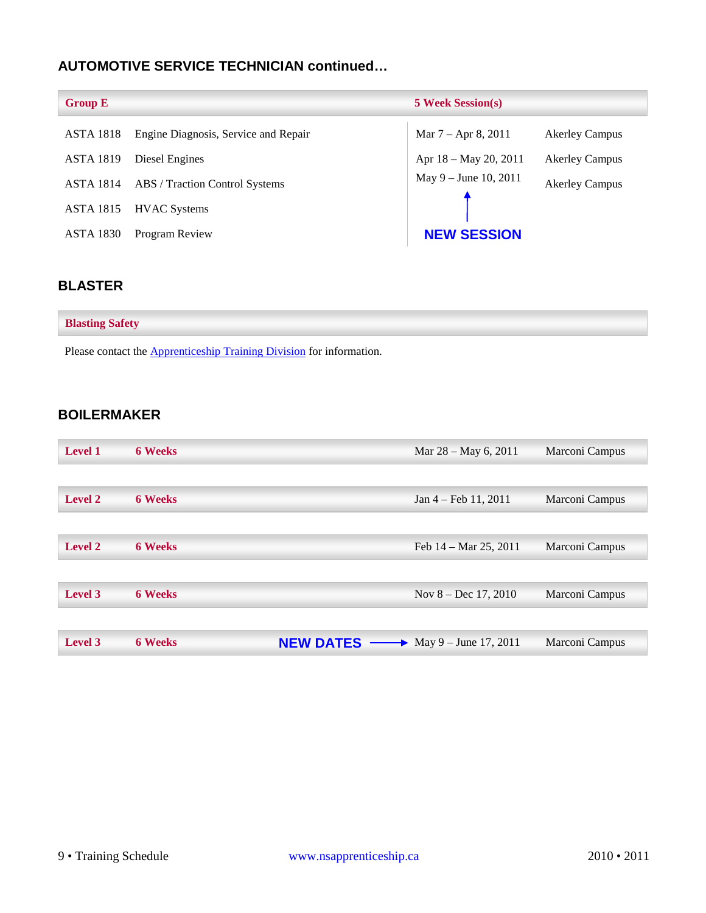## AUTOMOTIVE SERVICE TECHNICIAN continued…

| Group E | | 5 Week Session(s) | |
|---|---|---|---|
| ASTA 1818 | Engine Diagnosis, Service and Repair | Mar 7 – Apr 8, 2011 | Akerley Campus |
| ASTA 1819 | Diesel Engines | Apr 18 – May 20, 2011 | Akerley Campus |
| ASTA 1814 | ABS / Traction Control Systems | May 9 – June 10, 2011 (NEW SESSION) | Akerley Campus |
| ASTA 1815 | HVAC Systems | | |
| ASTA 1830 | Program Review | | |

## BLASTER

**Blasting Safety**

Please contact the Apprenticeship Training Division for information.

## BOILERMAKER

| Level | Duration | | Dates | Location |
|---|---|---|---|---|
| Level 1 | 6 Weeks | | Mar 28 – May 6, 2011 | Marconi Campus |
| Level 2 | 6 Weeks | | Jan 4 – Feb 11, 2011 | Marconi Campus |
| Level 2 | 6 Weeks | | Feb 14 – Mar 25, 2011 | Marconi Campus |
| Level 3 | 6 Weeks | | Nov 8 – Dec 17, 2010 | Marconi Campus |
| Level 3 | 6 Weeks | NEW DATES → | May 9 – June 17, 2011 | Marconi Campus |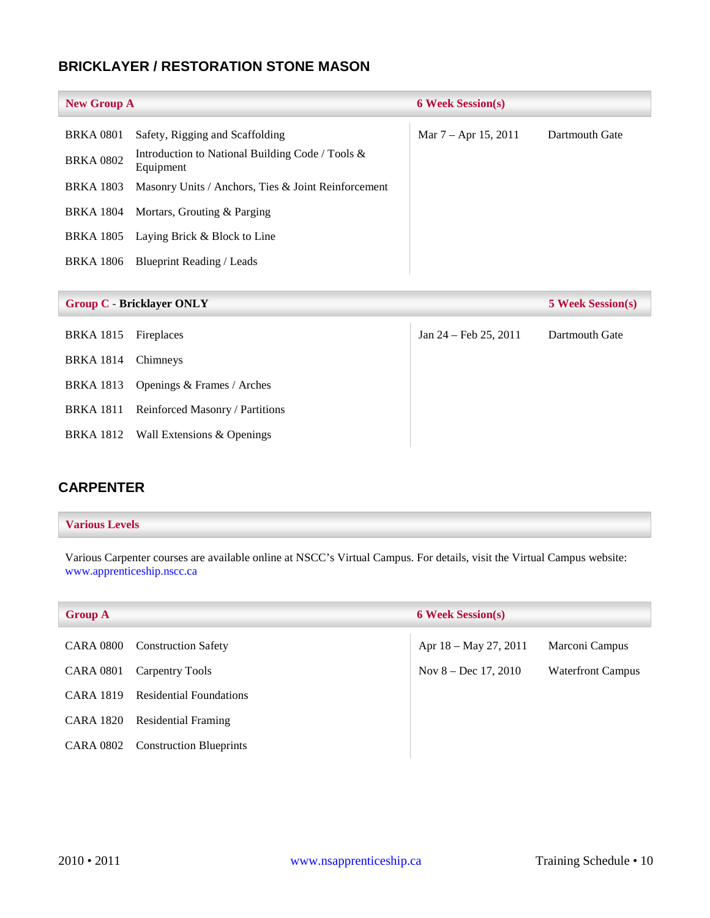## BRICKLAYER / RESTORATION STONE MASON

| New Group A | | 6 Week Session(s) | |
|---|---|---|---|
| BRKA 0801 | Safety, Rigging and Scaffolding | Mar 7 – Apr 15, 2011 | Dartmouth Gate |
| BRKA 0802 | Introduction to National Building Code / Tools & Equipment | | |
| BRKA 1803 | Masonry Units / Anchors, Ties & Joint Reinforcement | | |
| BRKA 1804 | Mortars, Grouting & Parging | | |
| BRKA 1805 | Laying Brick & Block to Line | | |
| BRKA 1806 | Blueprint Reading / Leads | | |

| Group C - **Bricklayer ONLY** | | | 5 Week Session(s) |
|---|---|---|---|
| BRKA 1815 | Fireplaces | Jan 24 – Feb 25, 2011 | Dartmouth Gate |
| BRKA 1814 | Chimneys | | |
| BRKA 1813 | Openings & Frames / Arches | | |
| BRKA 1811 | Reinforced Masonry / Partitions | | |
| BRKA 1812 | Wall Extensions & Openings | | |

## CARPENTER

**Various Levels**

Various Carpenter courses are available online at NSCC's Virtual Campus. For details, visit the Virtual Campus website: www.apprenticeship.nscc.ca

| Group A | | 6 Week Session(s) | |
|---|---|---|---|
| CARA 0800 | Construction Safety | Apr 18 – May 27, 2011 | Marconi Campus |
| CARA 0801 | Carpentry Tools | Nov 8 – Dec 17, 2010 | Waterfront Campus |
| CARA 1819 | Residential Foundations | | |
| CARA 1820 | Residential Framing | | |
| CARA 0802 | Construction Blueprints | | |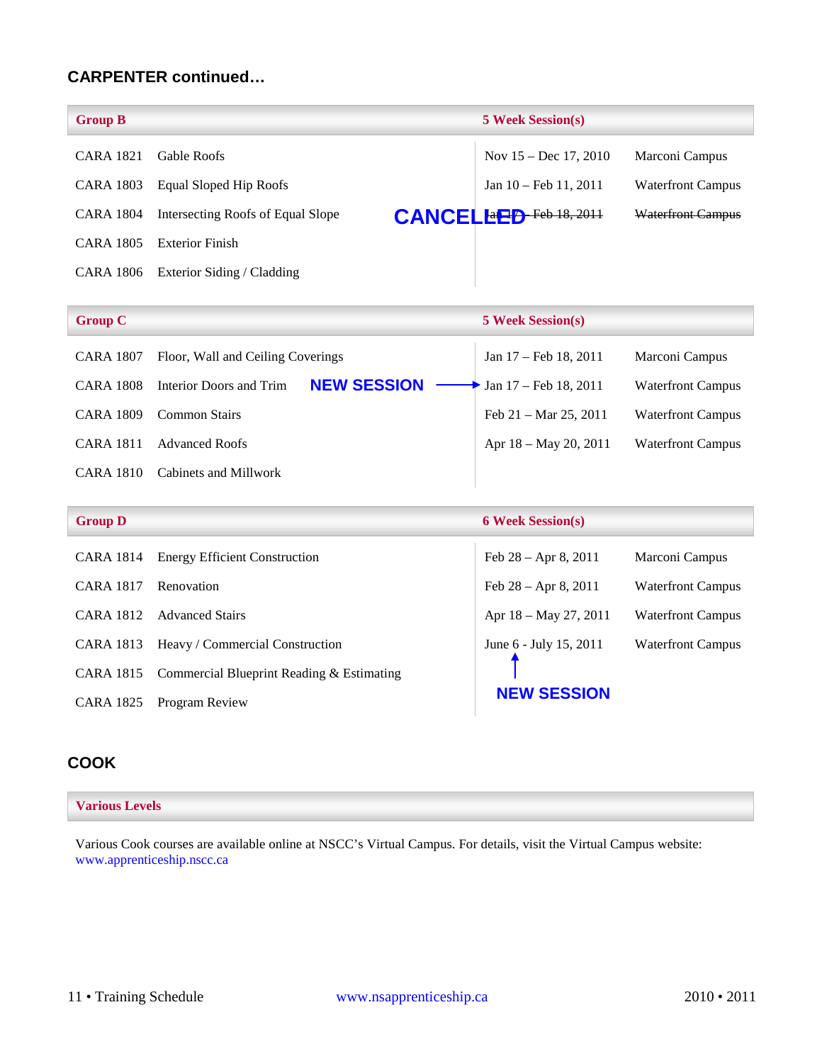## CARPENTER continued…

| Group B | | 5 Week Session(s) | |
|---|---|---|---|
| CARA 1821 | Gable Roofs | Nov 15 – Dec 17, 2010 | Marconi Campus |
| CARA 1803 | Equal Sloped Hip Roofs | Jan 10 – Feb 11, 2011 | Waterfront Campus |
| CARA 1804 | Intersecting Roofs of Equal Slope | **CANCELLED** ~~Jan 17 – Feb 18, 2011~~ | ~~Waterfront Campus~~ |
| CARA 1805 | Exterior Finish | | |
| CARA 1806 | Exterior Siding / Cladding | | |

| Group C | | 5 Week Session(s) | |
|---|---|---|---|
| CARA 1807 | Floor, Wall and Ceiling Coverings | Jan 17 – Feb 18, 2011 | Marconi Campus |
| CARA 1808 | Interior Doors and Trim | **NEW SESSION** → Jan 17 – Feb 18, 2011 | Waterfront Campus |
| CARA 1809 | Common Stairs | Feb 21 – Mar 25, 2011 | Waterfront Campus |
| CARA 1811 | Advanced Roofs | Apr 18 – May 20, 2011 | Waterfront Campus |
| CARA 1810 | Cabinets and Millwork | | |

| Group D | | 6 Week Session(s) | |
|---|---|---|---|
| CARA 1814 | Energy Efficient Construction | Feb 28 – Apr 8, 2011 | Marconi Campus |
| CARA 1817 | Renovation | Feb 28 – Apr 8, 2011 | Waterfront Campus |
| CARA 1812 | Advanced Stairs | Apr 18 – May 27, 2011 | Waterfront Campus |
| CARA 1813 | Heavy / Commercial Construction | June 6 - July 15, 2011 ↑ **NEW SESSION** | Waterfront Campus |
| CARA 1815 | Commercial Blueprint Reading & Estimating | | |
| CARA 1825 | Program Review | | |

## COOK

**Various Levels**

Various Cook courses are available online at NSCC's Virtual Campus. For details, visit the Virtual Campus website: www.apprenticeship.nscc.ca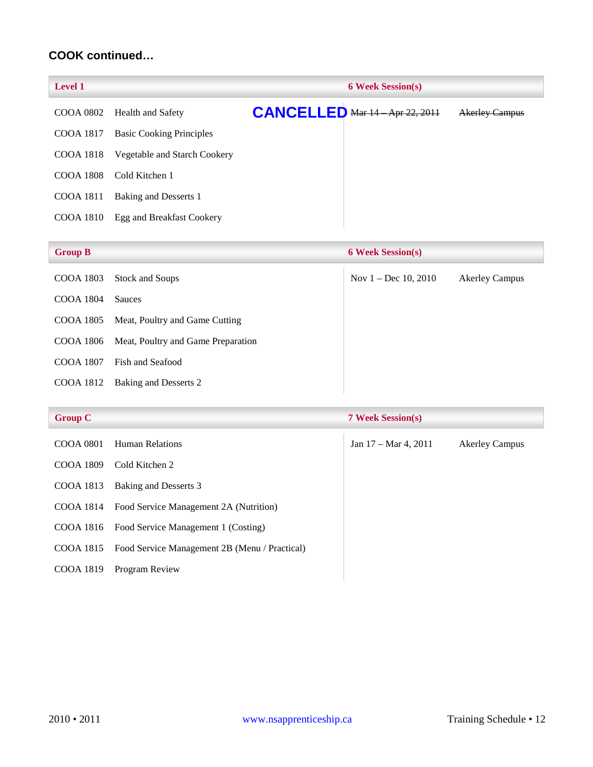## COOK continued…

| Level 1 | | 6 Week Session(s) | |
|---|---|---|---|
| COOA 0802 | Health and Safety **CANCELLED** | ~~Mar 14 – Apr 22, 2011~~ | ~~Akerley Campus~~ |
| COOA 1817 | Basic Cooking Principles | | |
| COOA 1818 | Vegetable and Starch Cookery | | |
| COOA 1808 | Cold Kitchen 1 | | |
| COOA 1811 | Baking and Desserts 1 | | |
| COOA 1810 | Egg and Breakfast Cookery | | |

| Group B | | 6 Week Session(s) | |
|---|---|---|---|
| COOA 1803 | Stock and Soups | Nov 1 – Dec 10, 2010 | Akerley Campus |
| COOA 1804 | Sauces | | |
| COOA 1805 | Meat, Poultry and Game Cutting | | |
| COOA 1806 | Meat, Poultry and Game Preparation | | |
| COOA 1807 | Fish and Seafood | | |
| COOA 1812 | Baking and Desserts 2 | | |

| Group C | | 7 Week Session(s) | |
|---|---|---|---|
| COOA 0801 | Human Relations | Jan 17 – Mar 4, 2011 | Akerley Campus |
| COOA 1809 | Cold Kitchen 2 | | |
| COOA 1813 | Baking and Desserts 3 | | |
| COOA 1814 | Food Service Management 2A (Nutrition) | | |
| COOA 1816 | Food Service Management 1 (Costing) | | |
| COOA 1815 | Food Service Management 2B (Menu / Practical) | | |
| COOA 1819 | Program Review | | |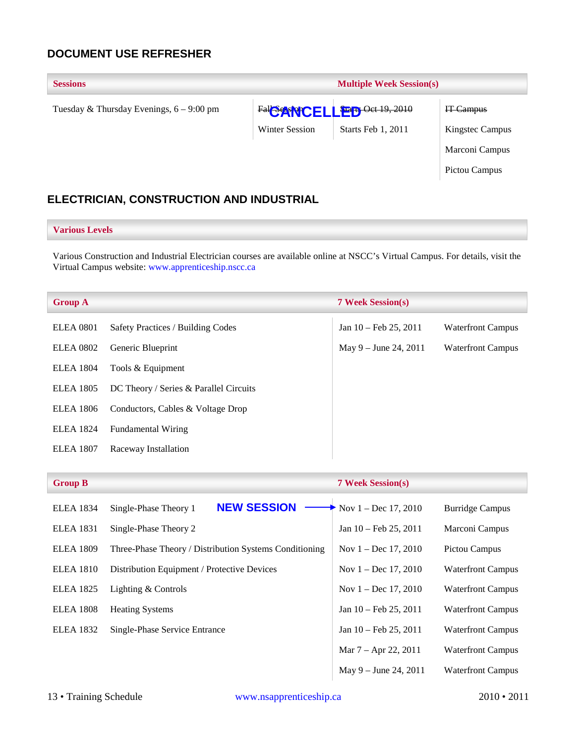## DOCUMENT USE REFRESHER

| Sessions | | Multiple Week Session(s) | |
|---|---|---|---|
| Tuesday & Thursday Evenings, 6 – 9:00 pm | ~~Fall Session~~ CANCELLED | ~~Starts Oct 19, 2010~~ | ~~IT Campus~~ |
| | Winter Session | Starts Feb 1, 2011 | Kingstec Campus |
| | | | Marconi Campus |
| | | | Pictou Campus |

## ELECTRICIAN, CONSTRUCTION AND INDUSTRIAL

**Various Levels**

Various Construction and Industrial Electrician courses are available online at NSCC's Virtual Campus. For details, visit the Virtual Campus website: www.apprenticeship.nscc.ca

| Group A | | 7 Week Session(s) | |
|---|---|---|---|
| ELEA 0801 | Safety Practices / Building Codes | Jan 10 – Feb 25, 2011 | Waterfront Campus |
| ELEA 0802 | Generic Blueprint | May 9 – June 24, 2011 | Waterfront Campus |
| ELEA 1804 | Tools & Equipment | | |
| ELEA 1805 | DC Theory / Series & Parallel Circuits | | |
| ELEA 1806 | Conductors, Cables & Voltage Drop | | |
| ELEA 1824 | Fundamental Wiring | | |
| ELEA 1807 | Raceway Installation | | |

| Group B | | 7 Week Session(s) | |
|---|---|---|---|
| ELEA 1834 | Single-Phase Theory 1 | NEW SESSION → Nov 1 – Dec 17, 2010 | Burridge Campus |
| ELEA 1831 | Single-Phase Theory 2 | Jan 10 – Feb 25, 2011 | Marconi Campus |
| ELEA 1809 | Three-Phase Theory / Distribution Systems Conditioning | Nov 1 – Dec 17, 2010 | Pictou Campus |
| ELEA 1810 | Distribution Equipment / Protective Devices | Nov 1 – Dec 17, 2010 | Waterfront Campus |
| ELEA 1825 | Lighting & Controls | Nov 1 – Dec 17, 2010 | Waterfront Campus |
| ELEA 1808 | Heating Systems | Jan 10 – Feb 25, 2011 | Waterfront Campus |
| ELEA 1832 | Single-Phase Service Entrance | Jan 10 – Feb 25, 2011 | Waterfront Campus |
| | | Mar 7 – Apr 22, 2011 | Waterfront Campus |
| | | May 9 – June 24, 2011 | Waterfront Campus |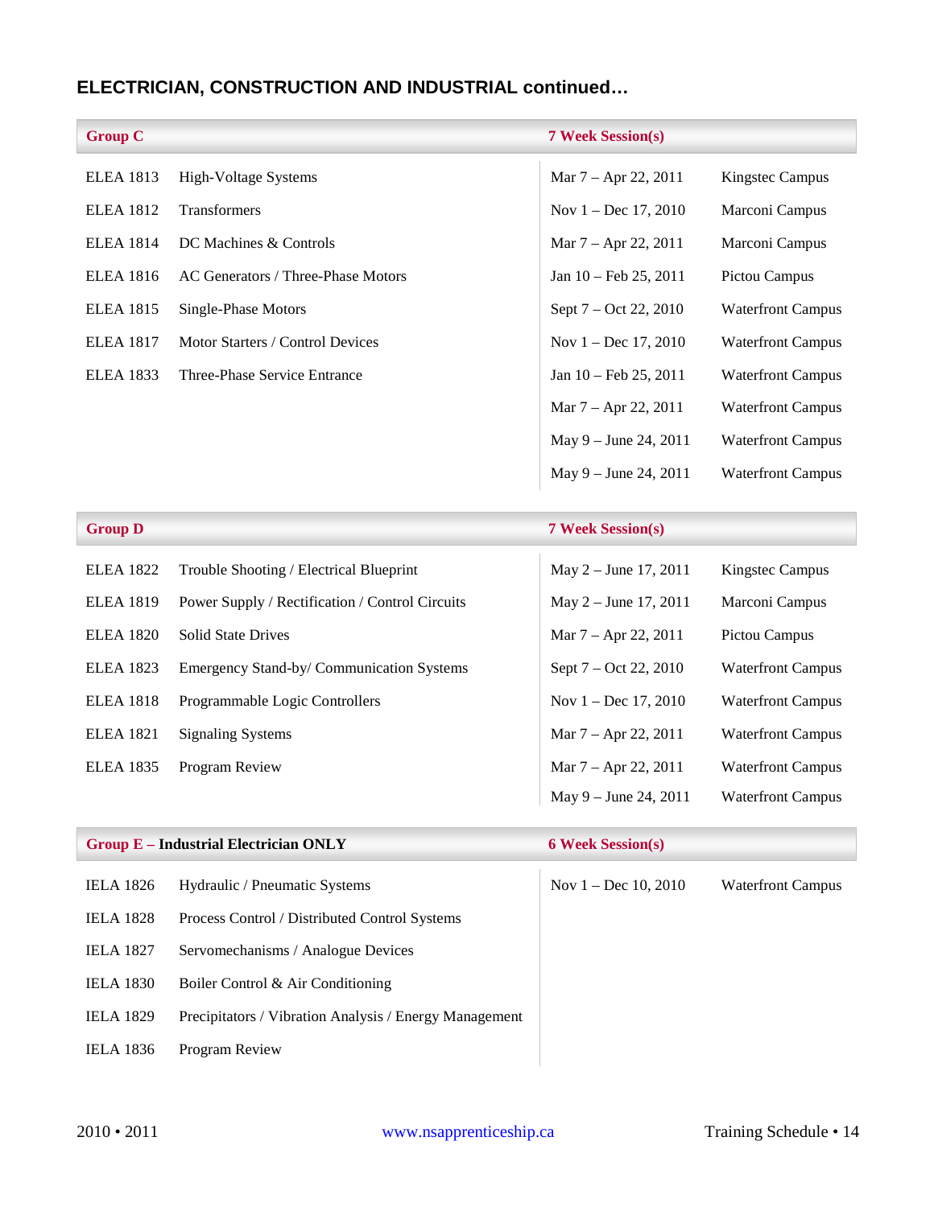## ELECTRICIAN, CONSTRUCTION AND INDUSTRIAL continued…

| Group C | | 7 Week Session(s) | |
|---|---|---|---|
| ELEA 1813 | High-Voltage Systems | Mar 7 – Apr 22, 2011 | Kingstec Campus |
| ELEA 1812 | Transformers | Nov 1 – Dec 17, 2010 | Marconi Campus |
| ELEA 1814 | DC Machines & Controls | Mar 7 – Apr 22, 2011 | Marconi Campus |
| ELEA 1816 | AC Generators / Three-Phase Motors | Jan 10 – Feb 25, 2011 | Pictou Campus |
| ELEA 1815 | Single-Phase Motors | Sept 7 – Oct 22, 2010 | Waterfront Campus |
| ELEA 1817 | Motor Starters / Control Devices | Nov 1 – Dec 17, 2010 | Waterfront Campus |
| ELEA 1833 | Three-Phase Service Entrance | Jan 10 – Feb 25, 2011 | Waterfront Campus |
| | | Mar 7 – Apr 22, 2011 | Waterfront Campus |
| | | May 9 – June 24, 2011 | Waterfront Campus |
| | | May 9 – June 24, 2011 | Waterfront Campus |

| Group D | | 7 Week Session(s) | |
|---|---|---|---|
| ELEA 1822 | Trouble Shooting / Electrical Blueprint | May 2 – June 17, 2011 | Kingstec Campus |
| ELEA 1819 | Power Supply / Rectification / Control Circuits | May 2 – June 17, 2011 | Marconi Campus |
| ELEA 1820 | Solid State Drives | Mar 7 – Apr 22, 2011 | Pictou Campus |
| ELEA 1823 | Emergency Stand-by/ Communication Systems | Sept 7 – Oct 22, 2010 | Waterfront Campus |
| ELEA 1818 | Programmable Logic Controllers | Nov 1 – Dec 17, 2010 | Waterfront Campus |
| ELEA 1821 | Signaling Systems | Mar 7 – Apr 22, 2011 | Waterfront Campus |
| ELEA 1835 | Program Review | Mar 7 – Apr 22, 2011 | Waterfront Campus |
| | | May 9 – June 24, 2011 | Waterfront Campus |

| Group E – Industrial Electrician ONLY | | 6 Week Session(s) | |
|---|---|---|---|
| IELA 1826 | Hydraulic / Pneumatic Systems | Nov 1 – Dec 10, 2010 | Waterfront Campus |
| IELA 1828 | Process Control / Distributed Control Systems | | |
| IELA 1827 | Servomechanisms / Analogue Devices | | |
| IELA 1830 | Boiler Control & Air Conditioning | | |
| IELA 1829 | Precipitators / Vibration Analysis / Energy Management | | |
| IELA 1836 | Program Review | | |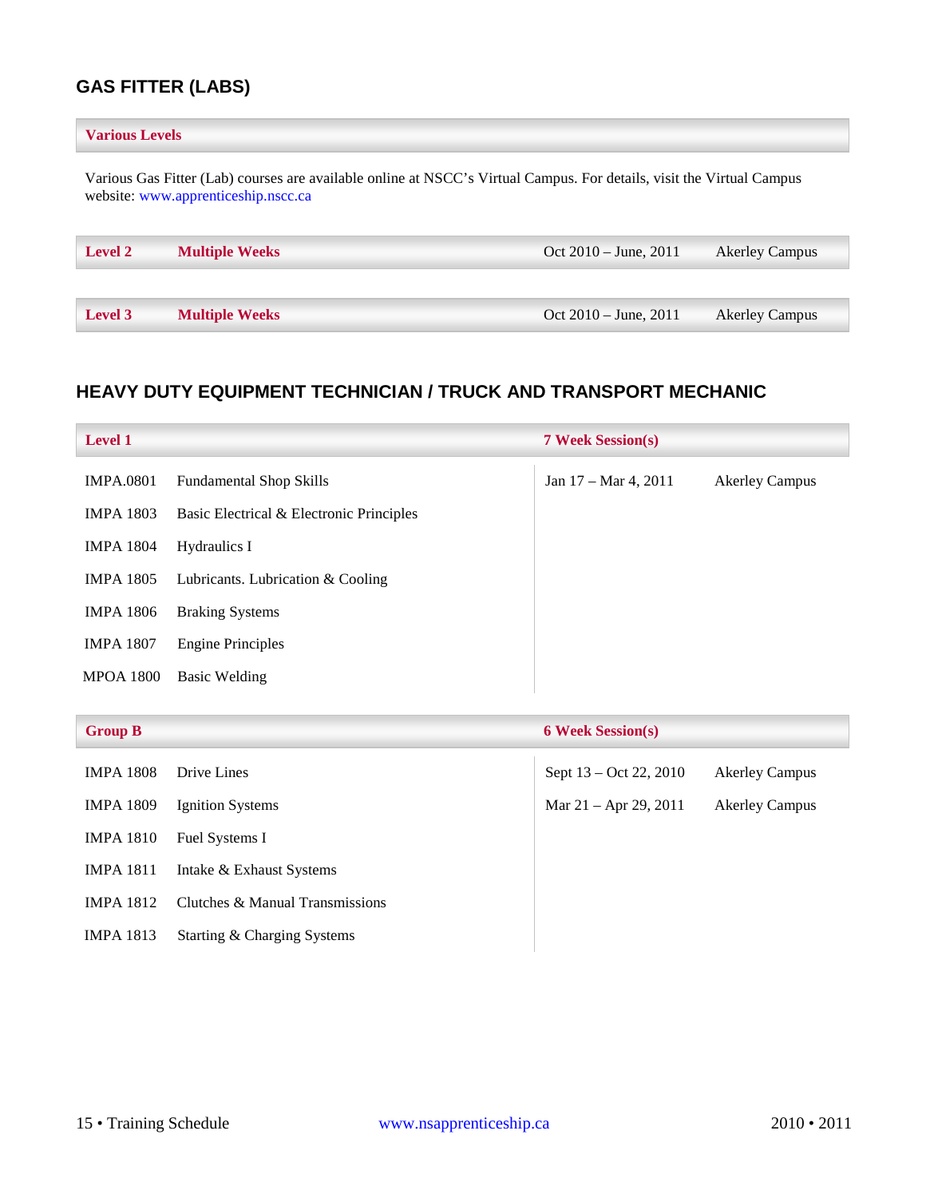## GAS FITTER (LABS)

| Various Levels | | | |
|---|---|---|---|

Various Gas Fitter (Lab) courses are available online at NSCC's Virtual Campus. For details, visit the Virtual Campus website: www.apprenticeship.nscc.ca

| Level | Duration | Dates | Location |
|---|---|---|---|
| **Level 2** | **Multiple Weeks** | Oct 2010 – June, 2011 | Akerley Campus |
| **Level 3** | **Multiple Weeks** | Oct 2010 – June, 2011 | Akerley Campus |

## HEAVY DUTY EQUIPMENT TECHNICIAN / TRUCK AND TRANSPORT MECHANIC

| **Level 1** | | **7 Week Session(s)** | |
|---|---|---|---|
| IMPA.0801 | Fundamental Shop Skills | Jan 17 – Mar 4, 2011 | Akerley Campus |
| IMPA 1803 | Basic Electrical & Electronic Principles | | |
| IMPA 1804 | Hydraulics I | | |
| IMPA 1805 | Lubricants. Lubrication & Cooling | | |
| IMPA 1806 | Braking Systems | | |
| IMPA 1807 | Engine Principles | | |
| MPOA 1800 | Basic Welding | | |

| **Group B** | | **6 Week Session(s)** | |
|---|---|---|---|
| IMPA 1808 | Drive Lines | Sept 13 – Oct 22, 2010 | Akerley Campus |
| IMPA 1809 | Ignition Systems | Mar 21 – Apr 29, 2011 | Akerley Campus |
| IMPA 1810 | Fuel Systems I | | |
| IMPA 1811 | Intake & Exhaust Systems | | |
| IMPA 1812 | Clutches & Manual Transmissions | | |
| IMPA 1813 | Starting & Charging Systems | | |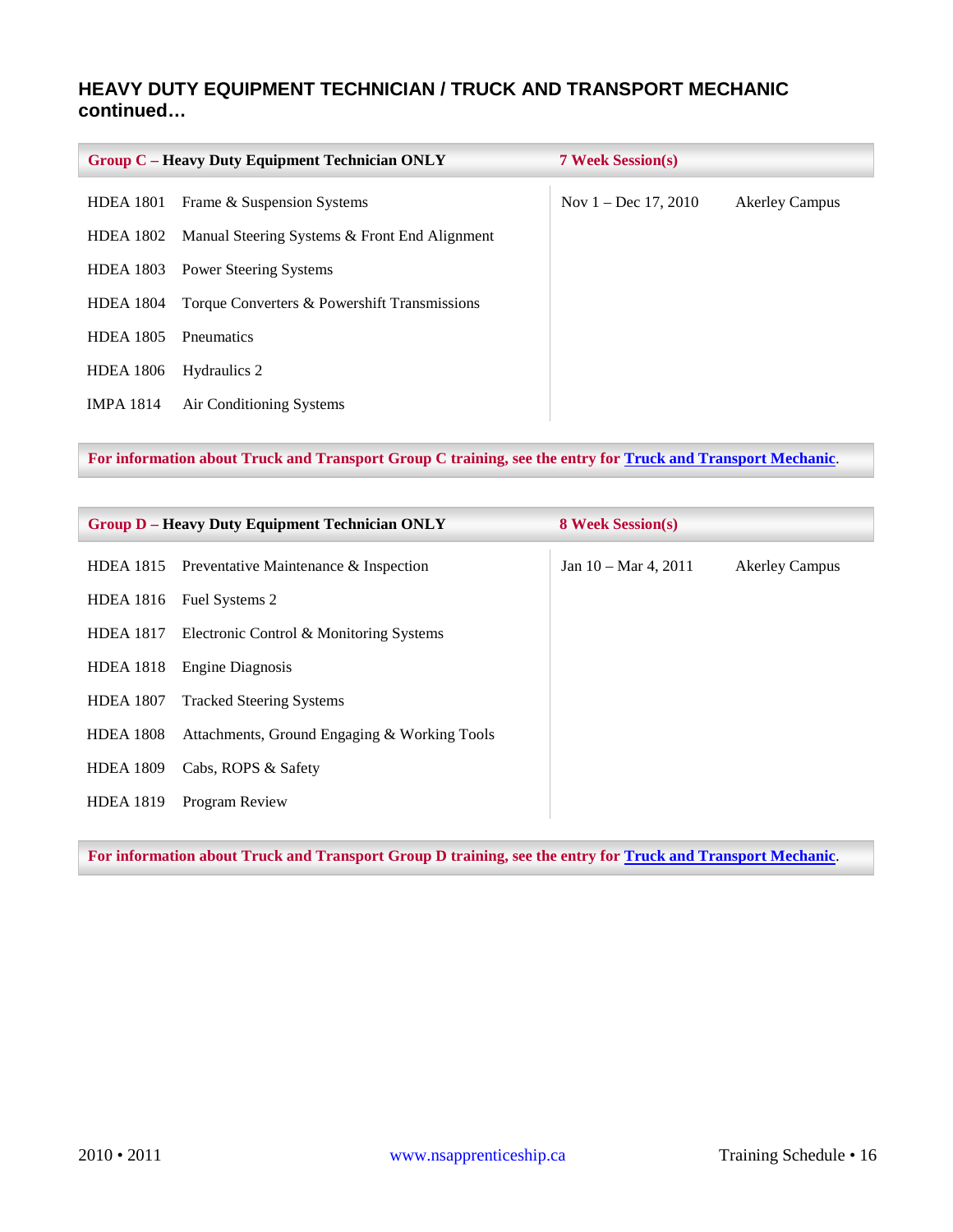## HEAVY DUTY EQUIPMENT TECHNICIAN / TRUCK AND TRANSPORT MECHANIC continued…

| Group C – Heavy Duty Equipment Technician ONLY | | 7 Week Session(s) | |
|---|---|---|---|
| HDEA 1801 | Frame & Suspension Systems | Nov 1 – Dec 17, 2010 | Akerley Campus |
| HDEA 1802 | Manual Steering Systems & Front End Alignment | | |
| HDEA 1803 | Power Steering Systems | | |
| HDEA 1804 | Torque Converters & Powershift Transmissions | | |
| HDEA 1805 | Pneumatics | | |
| HDEA 1806 | Hydraulics 2 | | |
| IMPA 1814 | Air Conditioning Systems | | |

**For information about Truck and Transport Group C training, see the entry for Truck and Transport Mechanic.**

| Group D – Heavy Duty Equipment Technician ONLY | | 8 Week Session(s) | |
|---|---|---|---|
| HDEA 1815 | Preventative Maintenance & Inspection | Jan 10 – Mar 4, 2011 | Akerley Campus |
| HDEA 1816 | Fuel Systems 2 | | |
| HDEA 1817 | Electronic Control & Monitoring Systems | | |
| HDEA 1818 | Engine Diagnosis | | |
| HDEA 1807 | Tracked Steering Systems | | |
| HDEA 1808 | Attachments, Ground Engaging & Working Tools | | |
| HDEA 1809 | Cabs, ROPS & Safety | | |
| HDEA 1819 | Program Review | | |

**For information about Truck and Transport Group D training, see the entry for Truck and Transport Mechanic.**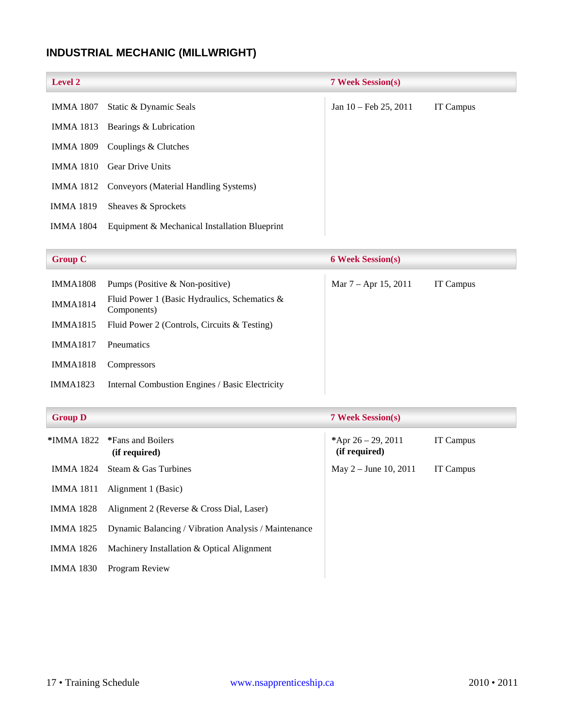## INDUSTRIAL MECHANIC (MILLWRIGHT)

| Level 2 | | 7 Week Session(s) | |
|---|---|---|---|
| IMMA 1807 | Static & Dynamic Seals | Jan 10 – Feb 25, 2011 | IT Campus |
| IMMA 1813 | Bearings & Lubrication | | |
| IMMA 1809 | Couplings & Clutches | | |
| IMMA 1810 | Gear Drive Units | | |
| IMMA 1812 | Conveyors (Material Handling Systems) | | |
| IMMA 1819 | Sheaves & Sprockets | | |
| IMMA 1804 | Equipment & Mechanical Installation Blueprint | | |

| Group C | | 6 Week Session(s) | |
|---|---|---|---|
| IMMA1808 | Pumps (Positive & Non-positive) | Mar 7 – Apr 15, 2011 | IT Campus |
| IMMA1814 | Fluid Power 1 (Basic Hydraulics, Schematics & Components) | | |
| IMMA1815 | Fluid Power 2 (Controls, Circuits & Testing) | | |
| IMMA1817 | Pneumatics | | |
| IMMA1818 | Compressors | | |
| IMMA1823 | Internal Combustion Engines / Basic Electricity | | |

| Group D | | 7 Week Session(s) | |
|---|---|---|---|
| *IMMA 1822 | *Fans and Boilers **(if required)** | *Apr 26 – 29, 2011 **(if required)** | IT Campus |
| IMMA 1824 | Steam & Gas Turbines | May 2 – June 10, 2011 | IT Campus |
| IMMA 1811 | Alignment 1 (Basic) | | |
| IMMA 1828 | Alignment 2 (Reverse & Cross Dial, Laser) | | |
| IMMA 1825 | Dynamic Balancing / Vibration Analysis / Maintenance | | |
| IMMA 1826 | Machinery Installation & Optical Alignment | | |
| IMMA 1830 | Program Review | | |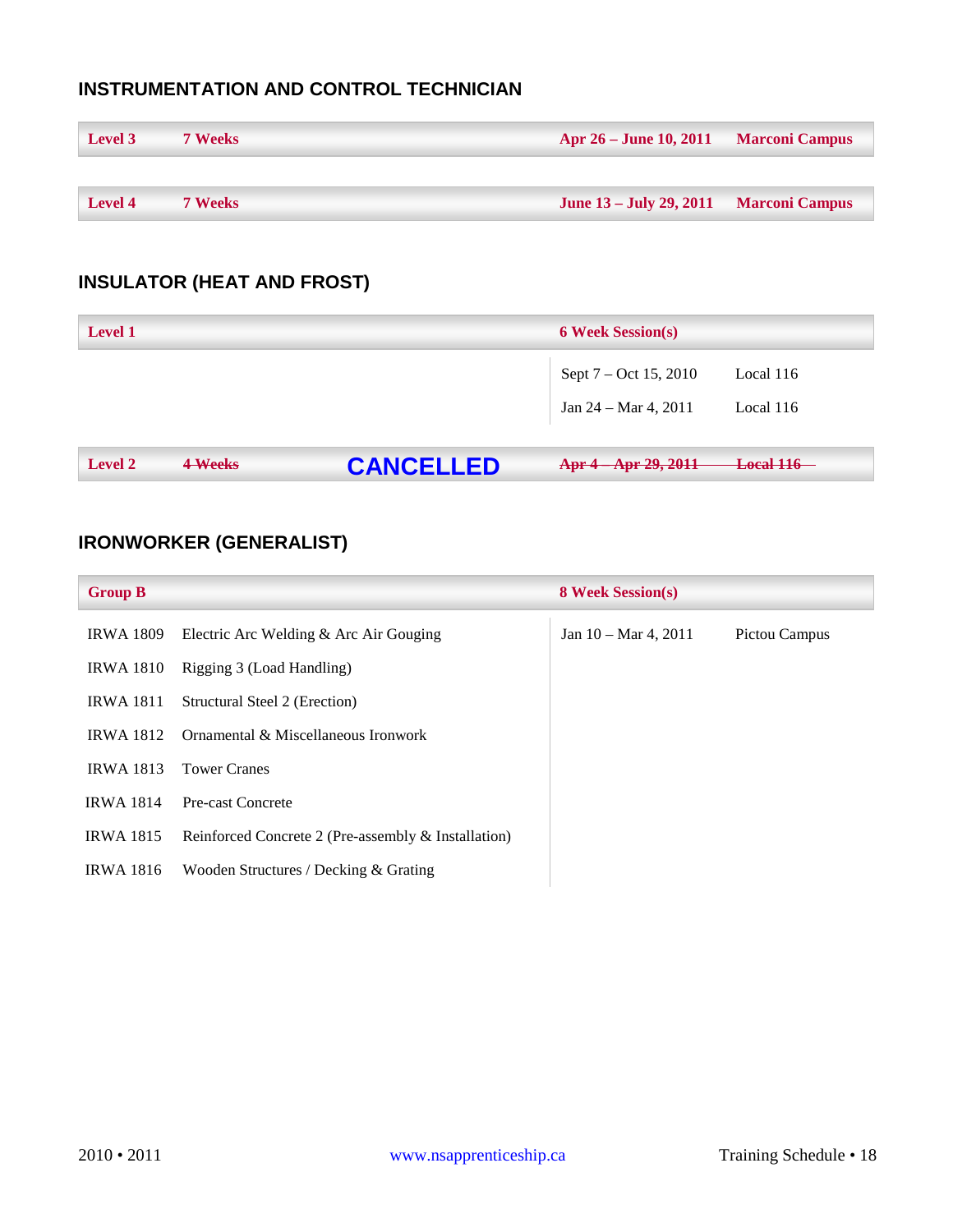## INSTRUMENTATION AND CONTROL TECHNICIAN

| Level | Duration | Dates | Location |
|---|---|---|---|
| **Level 3** | **7 Weeks** | **Apr 26 – June 10, 2011** | **Marconi Campus** |
| **Level 4** | **7 Weeks** | **June 13 – July 29, 2011** | **Marconi Campus** |

## INSULATOR (HEAT AND FROST)

| **Level 1** | **6 Week Session(s)** | |
|---|---|---|
| | Sept 7 – Oct 15, 2010 | Local 116 |
| | Jan 24 – Mar 4, 2011 | Local 116 |

| Level | Duration | Status | Dates | Location |
|---|---|---|---|---|
| **Level 2** | ~~**4 Weeks**~~ | **CANCELLED** | ~~**Apr 4 – Apr 29, 2011**~~ | ~~**Local 116**~~ |

## IRONWORKER (GENERALIST)

| **Group B** | | **8 Week Session(s)** | |
|---|---|---|---|
| IRWA 1809 | Electric Arc Welding & Arc Air Gouging | Jan 10 – Mar 4, 2011 | Pictou Campus |
| IRWA 1810 | Rigging 3 (Load Handling) | | |
| IRWA 1811 | Structural Steel 2 (Erection) | | |
| IRWA 1812 | Ornamental & Miscellaneous Ironwork | | |
| IRWA 1813 | Tower Cranes | | |
| IRWA 1814 | Pre-cast Concrete | | |
| IRWA 1815 | Reinforced Concrete 2 (Pre-assembly & Installation) | | |
| IRWA 1816 | Wooden Structures / Decking & Grating | | |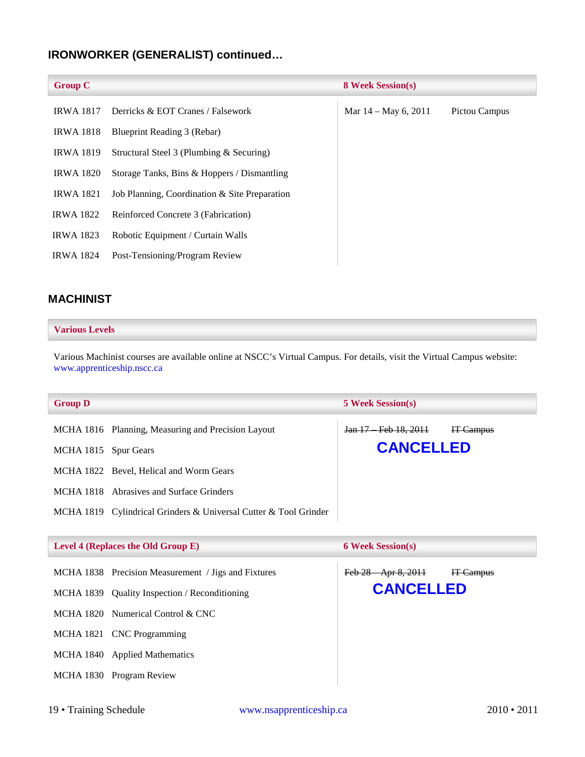## IRONWORKER (GENERALIST) continued…

| Group C | | 8 Week Session(s) | |
|---|---|---|---|
| IRWA 1817 | Derricks & EOT Cranes / Falsework | Mar 14 – May 6, 2011 | Pictou Campus |
| IRWA 1818 | Blueprint Reading 3 (Rebar) | | |
| IRWA 1819 | Structural Steel 3 (Plumbing & Securing) | | |
| IRWA 1820 | Storage Tanks, Bins & Hoppers / Dismantling | | |
| IRWA 1821 | Job Planning, Coordination & Site Preparation | | |
| IRWA 1822 | Reinforced Concrete 3 (Fabrication) | | |
| IRWA 1823 | Robotic Equipment / Curtain Walls | | |
| IRWA 1824 | Post-Tensioning/Program Review | | |

## MACHINIST

**Various Levels**

Various Machinist courses are available online at NSCC's Virtual Campus. For details, visit the Virtual Campus website: www.apprenticeship.nscc.ca

| Group D | | 5 Week Session(s) | |
|---|---|---|---|
| MCHA 1816 | Planning, Measuring and Precision Layout | ~~Jan 17 – Feb 18, 2011~~ | ~~IT Campus~~ |
| MCHA 1815 | Spur Gears | **CANCELLED** | |
| MCHA 1822 | Bevel, Helical and Worm Gears | | |
| MCHA 1818 | Abrasives and Surface Grinders | | |
| MCHA 1819 | Cylindrical Grinders & Universal Cutter & Tool Grinder | | |

| Level 4 (Replaces the Old Group E) | | 6 Week Session(s) | |
|---|---|---|---|
| MCHA 1838 | Precision Measurement / Jigs and Fixtures | ~~Feb 28 – Apr 8, 2011~~ | ~~IT Campus~~ |
| MCHA 1839 | Quality Inspection / Reconditioning | **CANCELLED** | |
| MCHA 1820 | Numerical Control & CNC | | |
| MCHA 1821 | CNC Programming | | |
| MCHA 1840 | Applied Mathematics | | |
| MCHA 1830 | Program Review | | |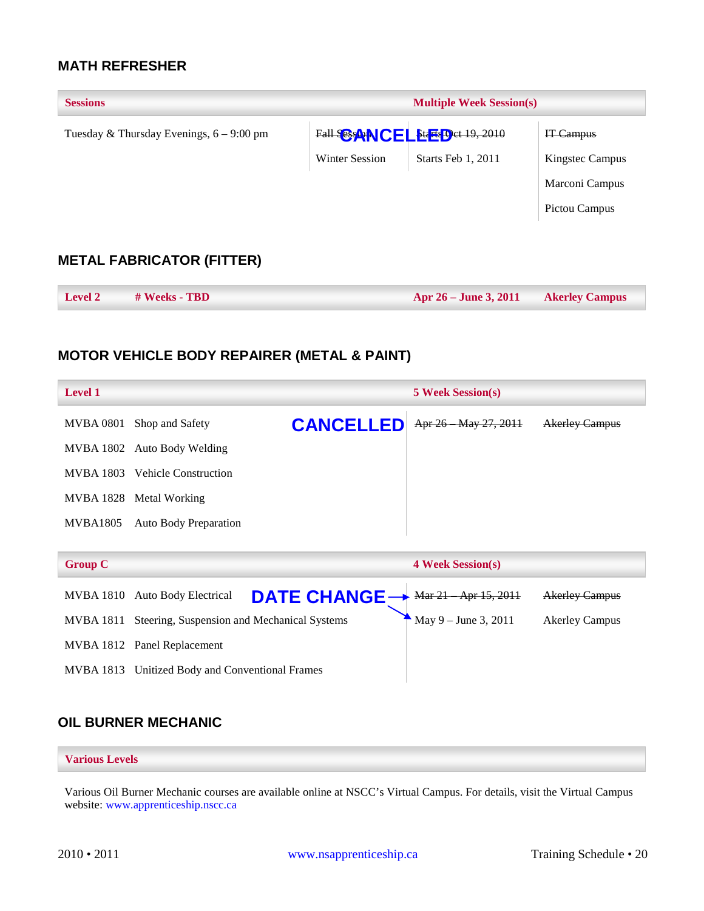## MATH REFRESHER

| Sessions | | Multiple Week Session(s) | |
|---|---|---|---|
| Tuesday & Thursday Evenings, 6 – 9:00 pm | ~~Fall Session~~ **CANCELLED** | ~~Starts Oct 19, 2010~~ | ~~IT Campus~~ |
| | Winter Session | Starts Feb 1, 2011 | Kingstec Campus |
| | | | Marconi Campus |
| | | | Pictou Campus |

## METAL FABRICATOR (FITTER)

| Level 2 | # Weeks - TBD | Apr 26 – June 3, 2011 | Akerley Campus |
|---|---|---|---|

## MOTOR VEHICLE BODY REPAIRER (METAL & PAINT)

| Level 1 | | 5 Week Session(s) | |
|---|---|---|---|
| MVBA 0801 | Shop and Safety **CANCELLED** | ~~Apr 26 – May 27, 2011~~ | ~~Akerley Campus~~ |
| MVBA 1802 | Auto Body Welding | | |
| MVBA 1803 | Vehicle Construction | | |
| MVBA 1828 | Metal Working | | |
| MVBA1805 | Auto Body Preparation | | |

| Group C | | 4 Week Session(s) | |
|---|---|---|---|
| MVBA 1810 | Auto Body Electrical **DATE CHANGE** → | ~~Mar 21 – Apr 15, 2011~~ | ~~Akerley Campus~~ |
| MVBA 1811 | Steering, Suspension and Mechanical Systems | May 9 – June 3, 2011 | Akerley Campus |
| MVBA 1812 | Panel Replacement | | |
| MVBA 1813 | Unitized Body and Conventional Frames | | |

## OIL BURNER MECHANIC

**Various Levels**

Various Oil Burner Mechanic courses are available online at NSCC's Virtual Campus. For details, visit the Virtual Campus website: www.apprenticeship.nscc.ca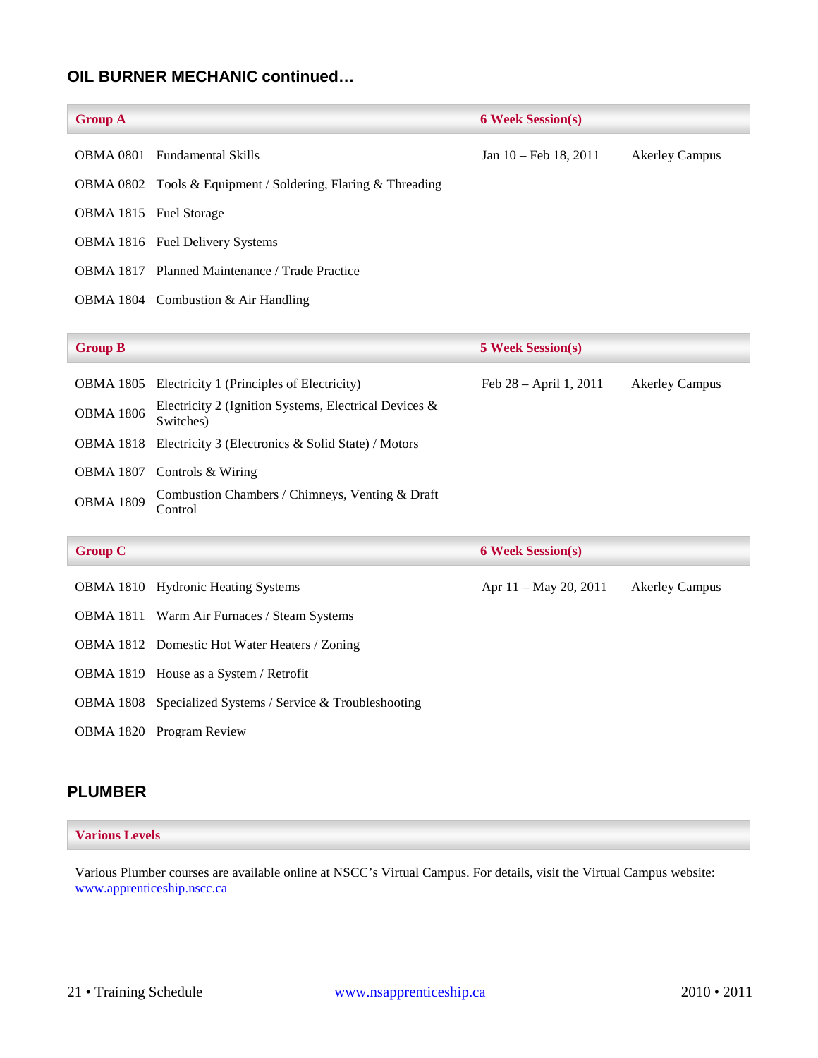## OIL BURNER MECHANIC continued…

| Group A | | 6 Week Session(s) | |
|---|---|---|---|
| OBMA 0801 | Fundamental Skills | Jan 10 – Feb 18, 2011 | Akerley Campus |
| OBMA 0802 | Tools & Equipment / Soldering, Flaring & Threading | | |
| OBMA 1815 | Fuel Storage | | |
| OBMA 1816 | Fuel Delivery Systems | | |
| OBMA 1817 | Planned Maintenance / Trade Practice | | |
| OBMA 1804 | Combustion & Air Handling | | |

| Group B | | 5 Week Session(s) | |
|---|---|---|---|
| OBMA 1805 | Electricity 1 (Principles of Electricity) | Feb 28 – April 1, 2011 | Akerley Campus |
| OBMA 1806 | Electricity 2 (Ignition Systems, Electrical Devices & Switches) | | |
| OBMA 1818 | Electricity 3 (Electronics & Solid State) / Motors | | |
| OBMA 1807 | Controls & Wiring | | |
| OBMA 1809 | Combustion Chambers / Chimneys, Venting & Draft Control | | |

| Group C | | 6 Week Session(s) | |
|---|---|---|---|
| OBMA 1810 | Hydronic Heating Systems | Apr 11 – May 20, 2011 | Akerley Campus |
| OBMA 1811 | Warm Air Furnaces / Steam Systems | | |
| OBMA 1812 | Domestic Hot Water Heaters / Zoning | | |
| OBMA 1819 | House as a System / Retrofit | | |
| OBMA 1808 | Specialized Systems / Service & Troubleshooting | | |
| OBMA 1820 | Program Review | | |

## PLUMBER

**Various Levels**

Various Plumber courses are available online at NSCC's Virtual Campus. For details, visit the Virtual Campus website: www.apprenticeship.nscc.ca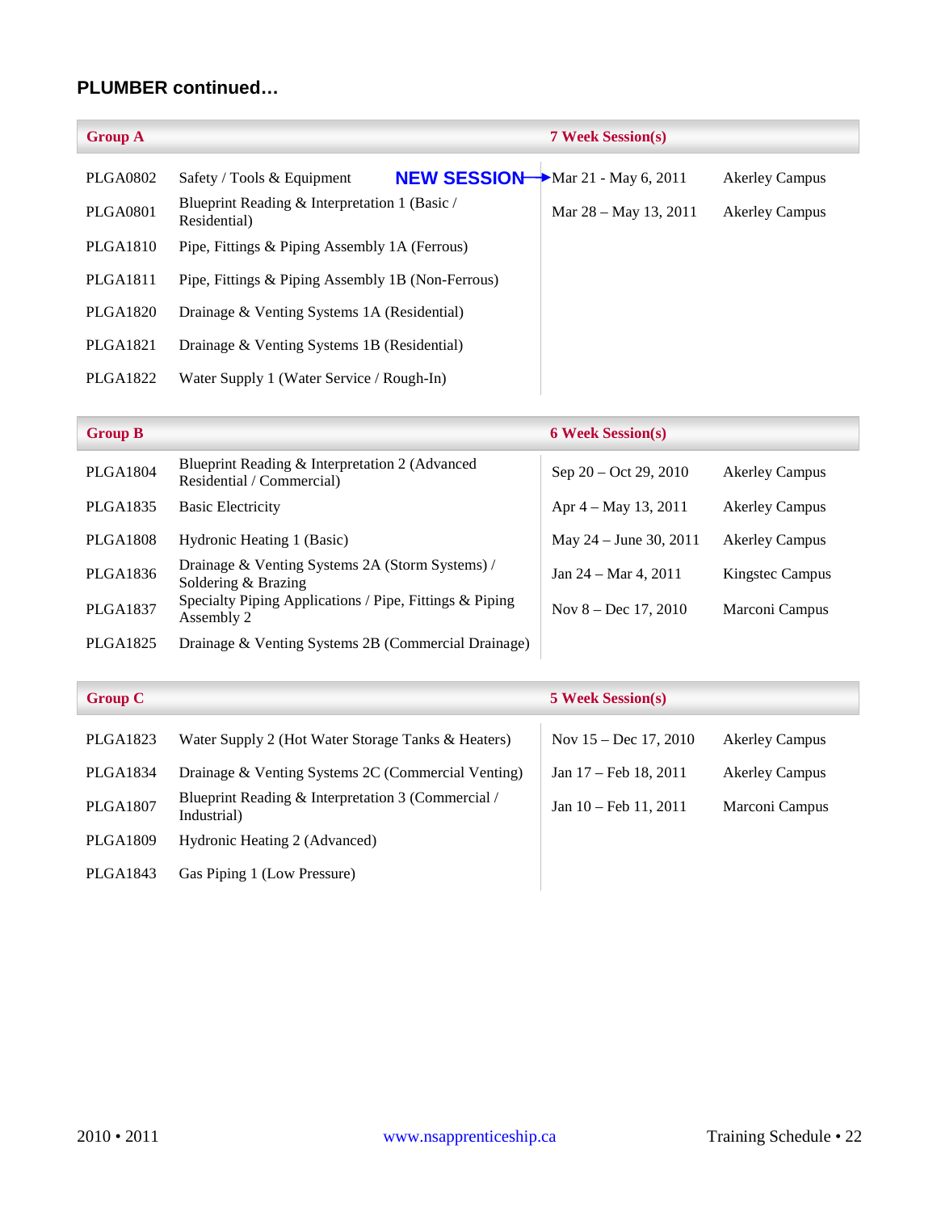### PLUMBER continued…

| Group A | | 7 Week Session(s) | |
|---|---|---|---|
| PLGA0802 | Safety / Tools & Equipment **NEW SESSION** → | Mar 21 - May 6, 2011 | Akerley Campus |
| PLGA0801 | Blueprint Reading & Interpretation 1 (Basic / Residential) | Mar 28 – May 13, 2011 | Akerley Campus |
| PLGA1810 | Pipe, Fittings & Piping Assembly 1A (Ferrous) | | |
| PLGA1811 | Pipe, Fittings & Piping Assembly 1B (Non-Ferrous) | | |
| PLGA1820 | Drainage & Venting Systems 1A (Residential) | | |
| PLGA1821 | Drainage & Venting Systems 1B (Residential) | | |
| PLGA1822 | Water Supply 1 (Water Service / Rough-In) | | |

| Group B | | 6 Week Session(s) | |
|---|---|---|---|
| PLGA1804 | Blueprint Reading & Interpretation 2 (Advanced Residential / Commercial) | Sep 20 – Oct 29, 2010 | Akerley Campus |
| PLGA1835 | Basic Electricity | Apr 4 – May 13, 2011 | Akerley Campus |
| PLGA1808 | Hydronic Heating 1 (Basic) | May 24 – June 30, 2011 | Akerley Campus |
| PLGA1836 | Drainage & Venting Systems 2A (Storm Systems) / Soldering & Brazing | Jan 24 – Mar 4, 2011 | Kingstec Campus |
| PLGA1837 | Specialty Piping Applications / Pipe, Fittings & Piping Assembly 2 | Nov 8 – Dec 17, 2010 | Marconi Campus |
| PLGA1825 | Drainage & Venting Systems 2B (Commercial Drainage) | | |

| Group C | | 5 Week Session(s) | |
|---|---|---|---|
| PLGA1823 | Water Supply 2 (Hot Water Storage Tanks & Heaters) | Nov 15 – Dec 17, 2010 | Akerley Campus |
| PLGA1834 | Drainage & Venting Systems 2C (Commercial Venting) | Jan 17 – Feb 18, 2011 | Akerley Campus |
| PLGA1807 | Blueprint Reading & Interpretation 3 (Commercial / Industrial) | Jan 10 – Feb 11, 2011 | Marconi Campus |
| PLGA1809 | Hydronic Heating 2 (Advanced) | | |
| PLGA1843 | Gas Piping 1 (Low Pressure) | | |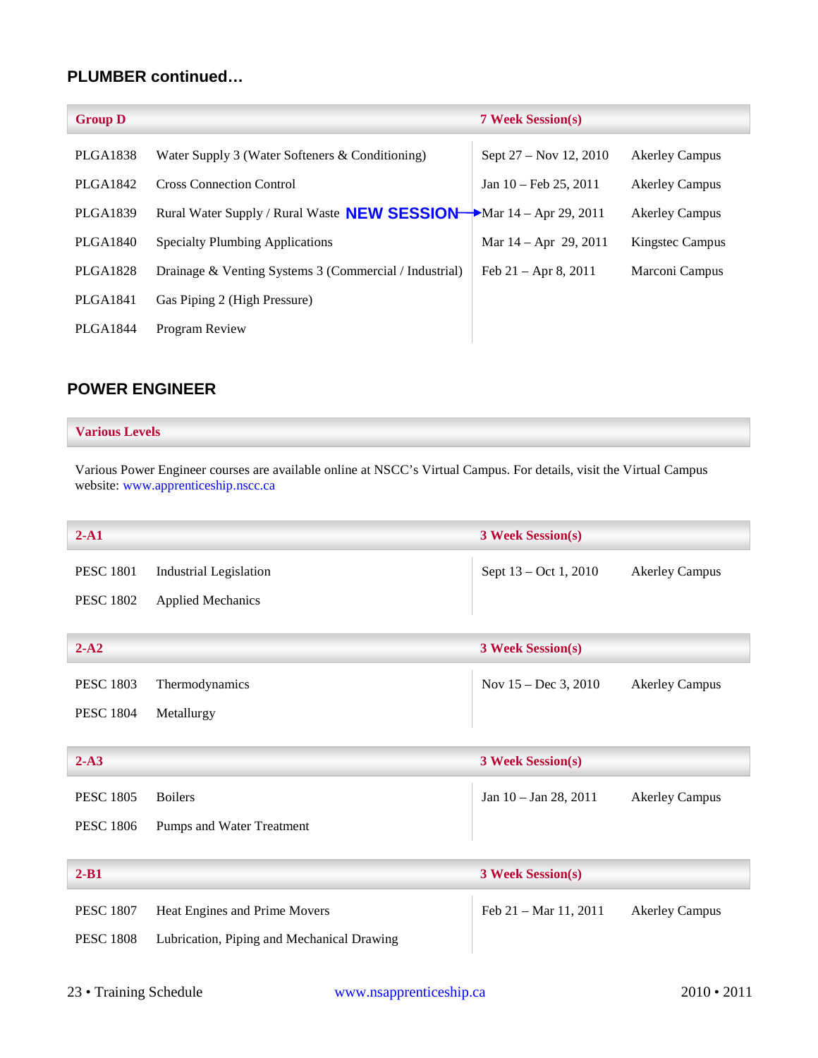## PLUMBER continued…

| Group D | | 7 Week Session(s) | |
|---|---|---|---|
| PLGA1838 | Water Supply 3 (Water Softeners & Conditioning) | Sept 27 – Nov 12, 2010 | Akerley Campus |
| PLGA1842 | Cross Connection Control | Jan 10 – Feb 25, 2011 | Akerley Campus |
| PLGA1839 | Rural Water Supply / Rural Waste **NEW SESSION** → | Mar 14 – Apr 29, 2011 | Akerley Campus |
| PLGA1840 | Specialty Plumbing Applications | Mar 14 – Apr 29, 2011 | Kingstec Campus |
| PLGA1828 | Drainage & Venting Systems 3 (Commercial / Industrial) | Feb 21 – Apr 8, 2011 | Marconi Campus |
| PLGA1841 | Gas Piping 2 (High Pressure) | | |
| PLGA1844 | Program Review | | |

## POWER ENGINEER

**Various Levels**

Various Power Engineer courses are available online at NSCC's Virtual Campus. For details, visit the Virtual Campus website: www.apprenticeship.nscc.ca

| 2-A1 | | 3 Week Session(s) | |
|---|---|---|---|
| PESC 1801 | Industrial Legislation | Sept 13 – Oct 1, 2010 | Akerley Campus |
| PESC 1802 | Applied Mechanics | | |

| 2-A2 | | 3 Week Session(s) | |
|---|---|---|---|
| PESC 1803 | Thermodynamics | Nov 15 – Dec 3, 2010 | Akerley Campus |
| PESC 1804 | Metallurgy | | |

| 2-A3 | | 3 Week Session(s) | |
|---|---|---|---|
| PESC 1805 | Boilers | Jan 10 – Jan 28, 2011 | Akerley Campus |
| PESC 1806 | Pumps and Water Treatment | | |

| 2-B1 | | 3 Week Session(s) | |
|---|---|---|---|
| PESC 1807 | Heat Engines and Prime Movers | Feb 21 – Mar 11, 2011 | Akerley Campus |
| PESC 1808 | Lubrication, Piping and Mechanical Drawing | | |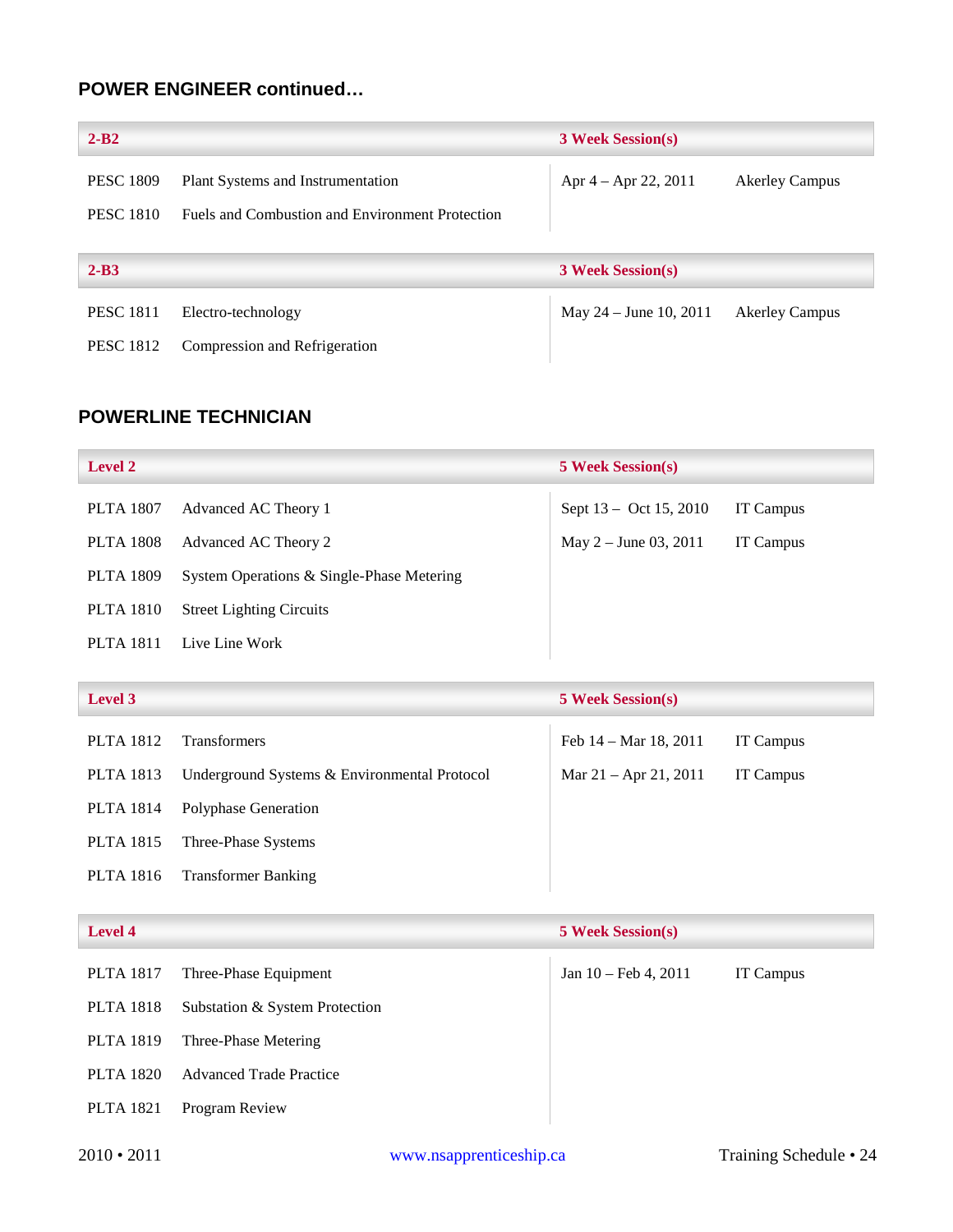## POWER ENGINEER continued…

| 2-B2 | | 3 Week Session(s) | |
|---|---|---|---|
| PESC 1809 | Plant Systems and Instrumentation | Apr 4 – Apr 22, 2011 | Akerley Campus |
| PESC 1810 | Fuels and Combustion and Environment Protection | | |

| 2-B3 | | 3 Week Session(s) | |
|---|---|---|---|
| PESC 1811 | Electro-technology | May 24 – June 10, 2011 | Akerley Campus |
| PESC 1812 | Compression and Refrigeration | | |

## POWERLINE TECHNICIAN

| Level 2 | | 5 Week Session(s) | |
|---|---|---|---|
| PLTA 1807 | Advanced AC Theory 1 | Sept 13 – Oct 15, 2010 | IT Campus |
| PLTA 1808 | Advanced AC Theory 2 | May 2 – June 03, 2011 | IT Campus |
| PLTA 1809 | System Operations & Single-Phase Metering | | |
| PLTA 1810 | Street Lighting Circuits | | |
| PLTA 1811 | Live Line Work | | |

| Level 3 | | 5 Week Session(s) | |
|---|---|---|---|
| PLTA 1812 | Transformers | Feb 14 – Mar 18, 2011 | IT Campus |
| PLTA 1813 | Underground Systems & Environmental Protocol | Mar 21 – Apr 21, 2011 | IT Campus |
| PLTA 1814 | Polyphase Generation | | |
| PLTA 1815 | Three-Phase Systems | | |
| PLTA 1816 | Transformer Banking | | |

| Level 4 | | 5 Week Session(s) | |
|---|---|---|---|
| PLTA 1817 | Three-Phase Equipment | Jan 10 – Feb 4, 2011 | IT Campus |
| PLTA 1818 | Substation & System Protection | | |
| PLTA 1819 | Three-Phase Metering | | |
| PLTA 1820 | Advanced Trade Practice | | |
| PLTA 1821 | Program Review | | |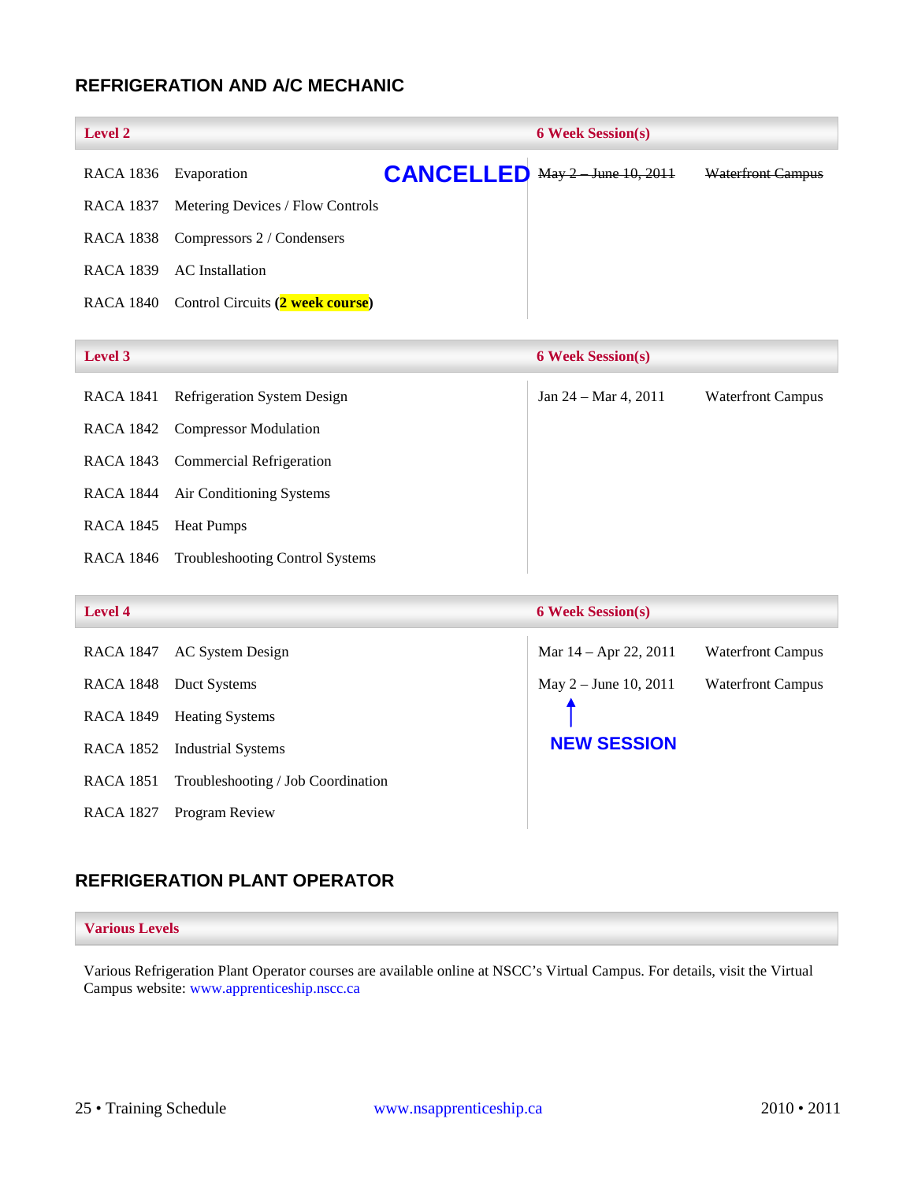## REFRIGERATION AND A/C MECHANIC

| Level 2 | | 6 Week Session(s) | |
|---|---|---|---|
| RACA 1836 | Evaporation **CANCELLED** | ~~May 2 – June 10, 2011~~ | ~~Waterfront Campus~~ |
| RACA 1837 | Metering Devices / Flow Controls | | |
| RACA 1838 | Compressors 2 / Condensers | | |
| RACA 1839 | AC Installation | | |
| RACA 1840 | Control Circuits (**2 week course**) | | |

| Level 3 | | 6 Week Session(s) | |
|---|---|---|---|
| RACA 1841 | Refrigeration System Design | Jan 24 – Mar 4, 2011 | Waterfront Campus |
| RACA 1842 | Compressor Modulation | | |
| RACA 1843 | Commercial Refrigeration | | |
| RACA 1844 | Air Conditioning Systems | | |
| RACA 1845 | Heat Pumps | | |
| RACA 1846 | Troubleshooting Control Systems | | |

| Level 4 | | 6 Week Session(s) | |
|---|---|---|---|
| RACA 1847 | AC System Design | Mar 14 – Apr 22, 2011 | Waterfront Campus |
| RACA 1848 | Duct Systems | May 2 – June 10, 2011 (**NEW SESSION**) | Waterfront Campus |
| RACA 1849 | Heating Systems | | |
| RACA 1852 | Industrial Systems | | |
| RACA 1851 | Troubleshooting / Job Coordination | | |
| RACA 1827 | Program Review | | |

## REFRIGERATION PLANT OPERATOR

**Various Levels**

Various Refrigeration Plant Operator courses are available online at NSCC's Virtual Campus. For details, visit the Virtual Campus website: www.apprenticeship.nscc.ca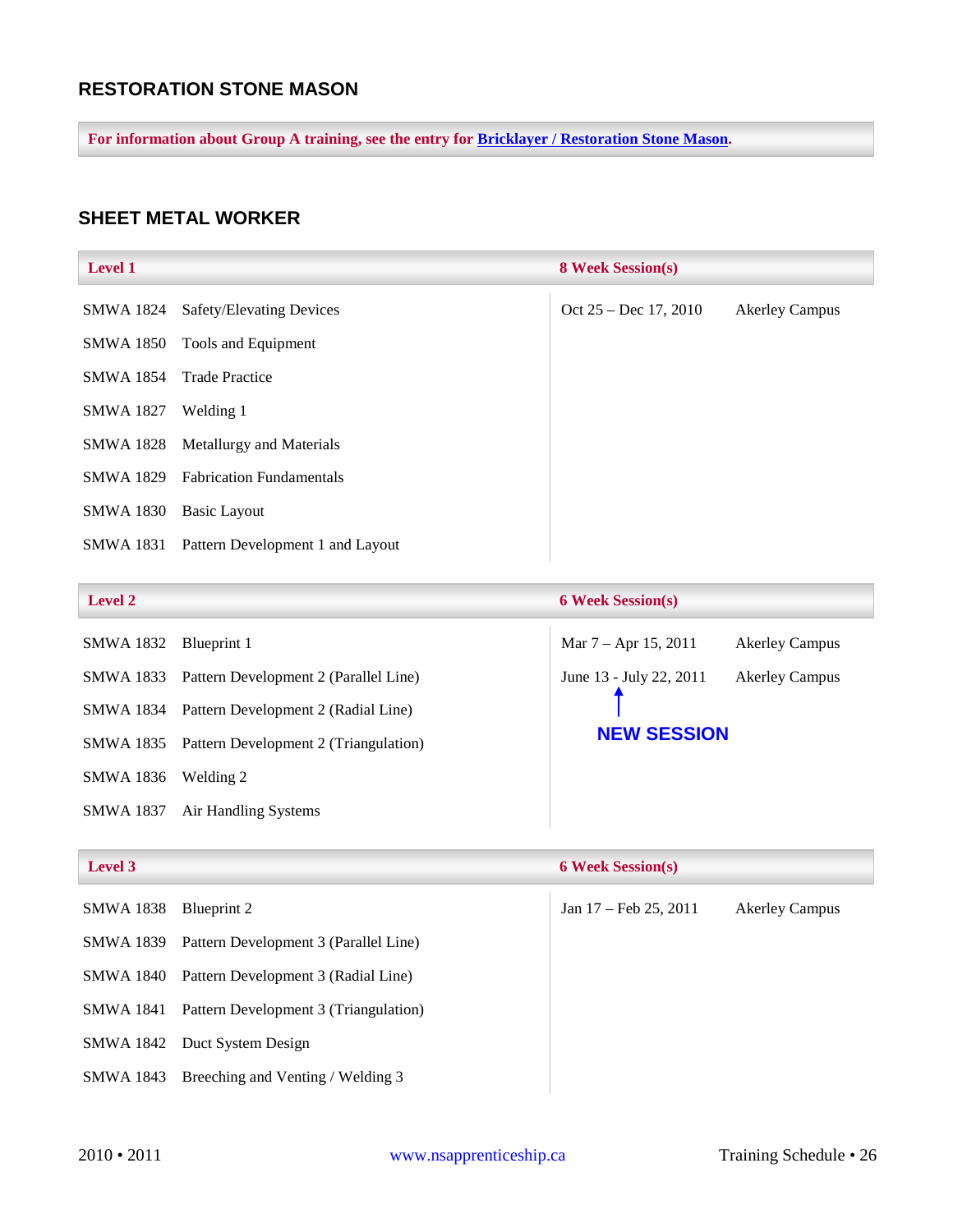## RESTORATION STONE MASON

**For information about Group A training, see the entry for Bricklayer / Restoration Stone Mason.**

## SHEET METAL WORKER

| Level 1 | | 8 Week Session(s) | |
|---|---|---|---|
| SMWA 1824 | Safety/Elevating Devices | Oct 25 – Dec 17, 2010 | Akerley Campus |
| SMWA 1850 | Tools and Equipment | | |
| SMWA 1854 | Trade Practice | | |
| SMWA 1827 | Welding 1 | | |
| SMWA 1828 | Metallurgy and Materials | | |
| SMWA 1829 | Fabrication Fundamentals | | |
| SMWA 1830 | Basic Layout | | |
| SMWA 1831 | Pattern Development 1 and Layout | | |

| Level 2 | | 6 Week Session(s) | |
|---|---|---|---|
| SMWA 1832 | Blueprint 1 | Mar 7 – Apr 15, 2011 | Akerley Campus |
| SMWA 1833 | Pattern Development 2 (Parallel Line) | June 13 - July 22, 2011 (NEW SESSION) | Akerley Campus |
| SMWA 1834 | Pattern Development 2 (Radial Line) | | |
| SMWA 1835 | Pattern Development 2 (Triangulation) | | |
| SMWA 1836 | Welding 2 | | |
| SMWA 1837 | Air Handling Systems | | |

| Level 3 | | 6 Week Session(s) | |
|---|---|---|---|
| SMWA 1838 | Blueprint 2 | Jan 17 – Feb 25, 2011 | Akerley Campus |
| SMWA 1839 | Pattern Development 3 (Parallel Line) | | |
| SMWA 1840 | Pattern Development 3 (Radial Line) | | |
| SMWA 1841 | Pattern Development 3 (Triangulation) | | |
| SMWA 1842 | Duct System Design | | |
| SMWA 1843 | Breeching and Venting / Welding 3 | | |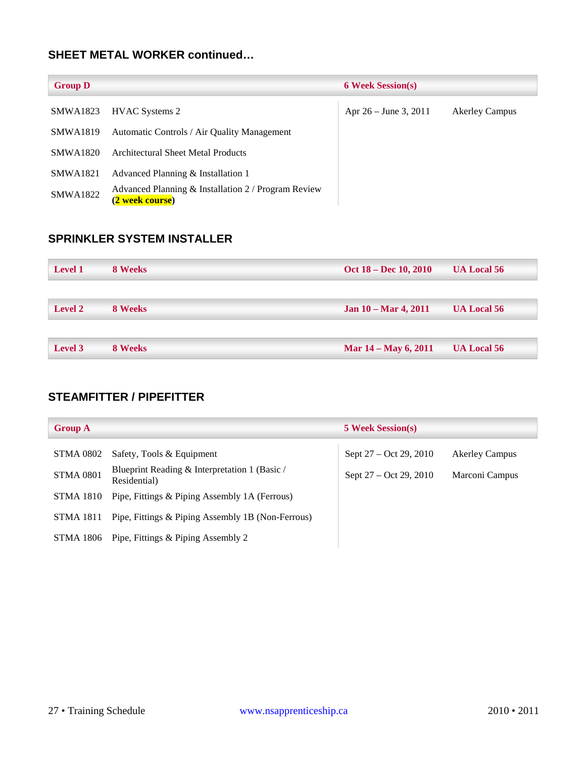## SHEET METAL WORKER continued…

| Group D | | 6 Week Session(s) | |
|---|---|---|---|
| SMWA1823 | HVAC Systems 2 | Apr 26 – June 3, 2011 | Akerley Campus |
| SMWA1819 | Automatic Controls / Air Quality Management | | |
| SMWA1820 | Architectural Sheet Metal Products | | |
| SMWA1821 | Advanced Planning & Installation 1 | | |
| SMWA1822 | Advanced Planning & Installation 2 / Program Review (**2 week course**) | | |

## SPRINKLER SYSTEM INSTALLER

| Level | Duration | Dates | Location |
|---|---|---|---|
| **Level 1** | **8 Weeks** | **Oct 18 – Dec 10, 2010** | **UA Local 56** |
| **Level 2** | **8 Weeks** | **Jan 10 – Mar 4, 2011** | **UA Local 56** |
| **Level 3** | **8 Weeks** | **Mar 14 – May 6, 2011** | **UA Local 56** |

## STEAMFITTER / PIPEFITTER

| Group A | | 5 Week Session(s) | |
|---|---|---|---|
| STMA 0802 | Safety, Tools & Equipment | Sept 27 – Oct 29, 2010 | Akerley Campus |
| STMA 0801 | Blueprint Reading & Interpretation 1 (Basic / Residential) | Sept 27 – Oct 29, 2010 | Marconi Campus |
| STMA 1810 | Pipe, Fittings & Piping Assembly 1A (Ferrous) | | |
| STMA 1811 | Pipe, Fittings & Piping Assembly 1B (Non-Ferrous) | | |
| STMA 1806 | Pipe, Fittings & Piping Assembly 2 | | |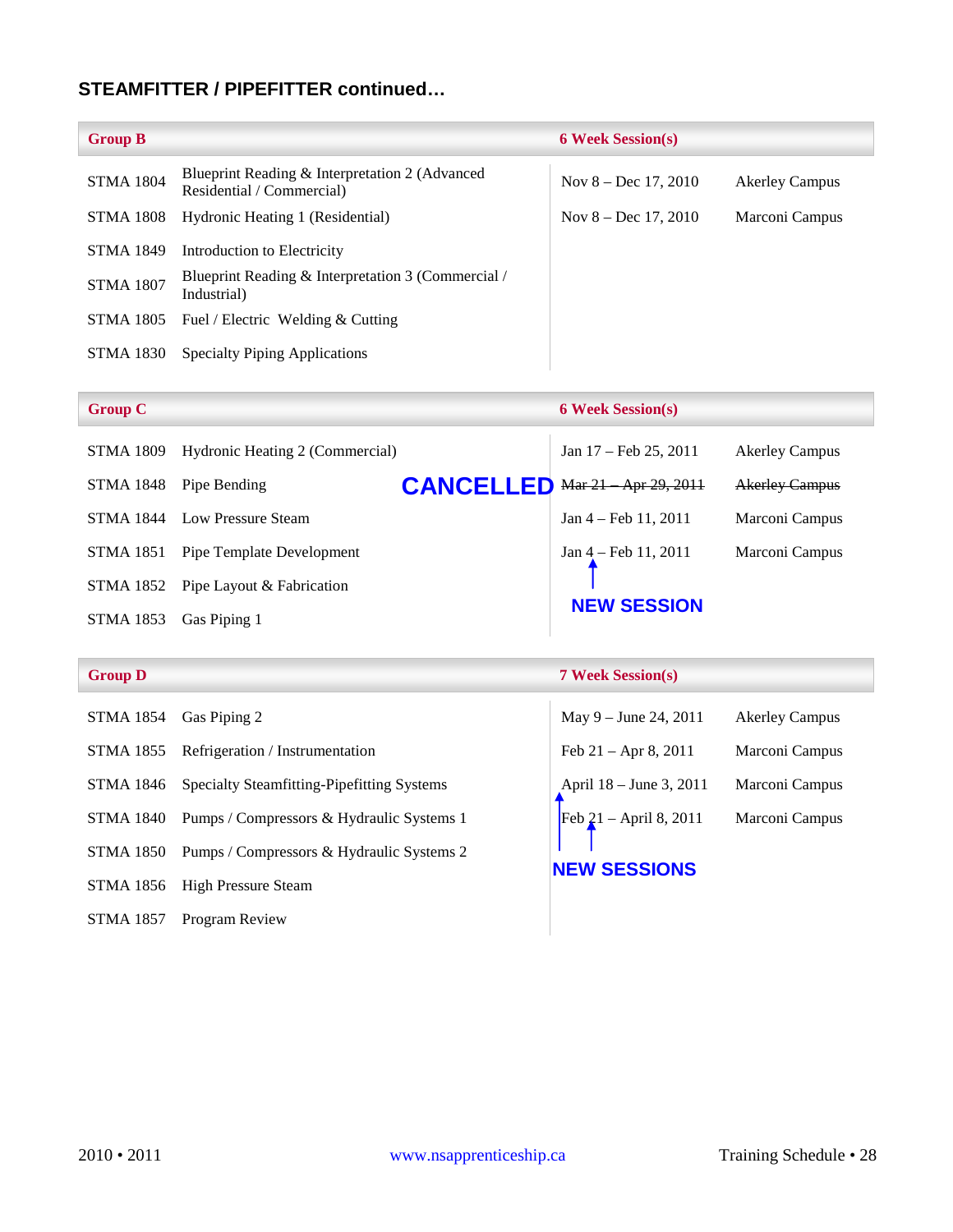## STEAMFITTER / PIPEFITTER continued…

| Group B | | 6 Week Session(s) | |
|---|---|---|---|
| STMA 1804 | Blueprint Reading & Interpretation 2 (Advanced Residential / Commercial) | Nov 8 – Dec 17, 2010 | Akerley Campus |
| STMA 1808 | Hydronic Heating 1 (Residential) | Nov 8 – Dec 17, 2010 | Marconi Campus |
| STMA 1849 | Introduction to Electricity | | |
| STMA 1807 | Blueprint Reading & Interpretation 3 (Commercial / Industrial) | | |
| STMA 1805 | Fuel / Electric Welding & Cutting | | |
| STMA 1830 | Specialty Piping Applications | | |

| Group C | | 6 Week Session(s) | |
|---|---|---|---|
| STMA 1809 | Hydronic Heating 2 (Commercial) | Jan 17 – Feb 25, 2011 | Akerley Campus |
| STMA 1848 | Pipe Bending **CANCELLED** | ~~Mar 21 – Apr 29, 2011~~ | ~~Akerley Campus~~ |
| STMA 1844 | Low Pressure Steam | Jan 4 – Feb 11, 2011 | Marconi Campus |
| STMA 1851 | Pipe Template Development | Jan 4 – Feb 11, 2011 (**NEW SESSION**) | Marconi Campus |
| STMA 1852 | Pipe Layout & Fabrication | | |
| STMA 1853 | Gas Piping 1 | | |

| Group D | | 7 Week Session(s) | |
|---|---|---|---|
| STMA 1854 | Gas Piping 2 | May 9 – June 24, 2011 | Akerley Campus |
| STMA 1855 | Refrigeration / Instrumentation | Feb 21 – Apr 8, 2011 | Marconi Campus |
| STMA 1846 | Specialty Steamfitting-Pipefitting Systems | April 18 – June 3, 2011 (**NEW SESSION**) | Marconi Campus |
| STMA 1840 | Pumps / Compressors & Hydraulic Systems 1 | Feb 21 – April 8, 2011 (**NEW SESSION**) | Marconi Campus |
| STMA 1850 | Pumps / Compressors & Hydraulic Systems 2 | | |
| STMA 1856 | High Pressure Steam | | |
| STMA 1857 | Program Review | | |

2010 • 2011 www.nsapprenticeship.ca Training Schedule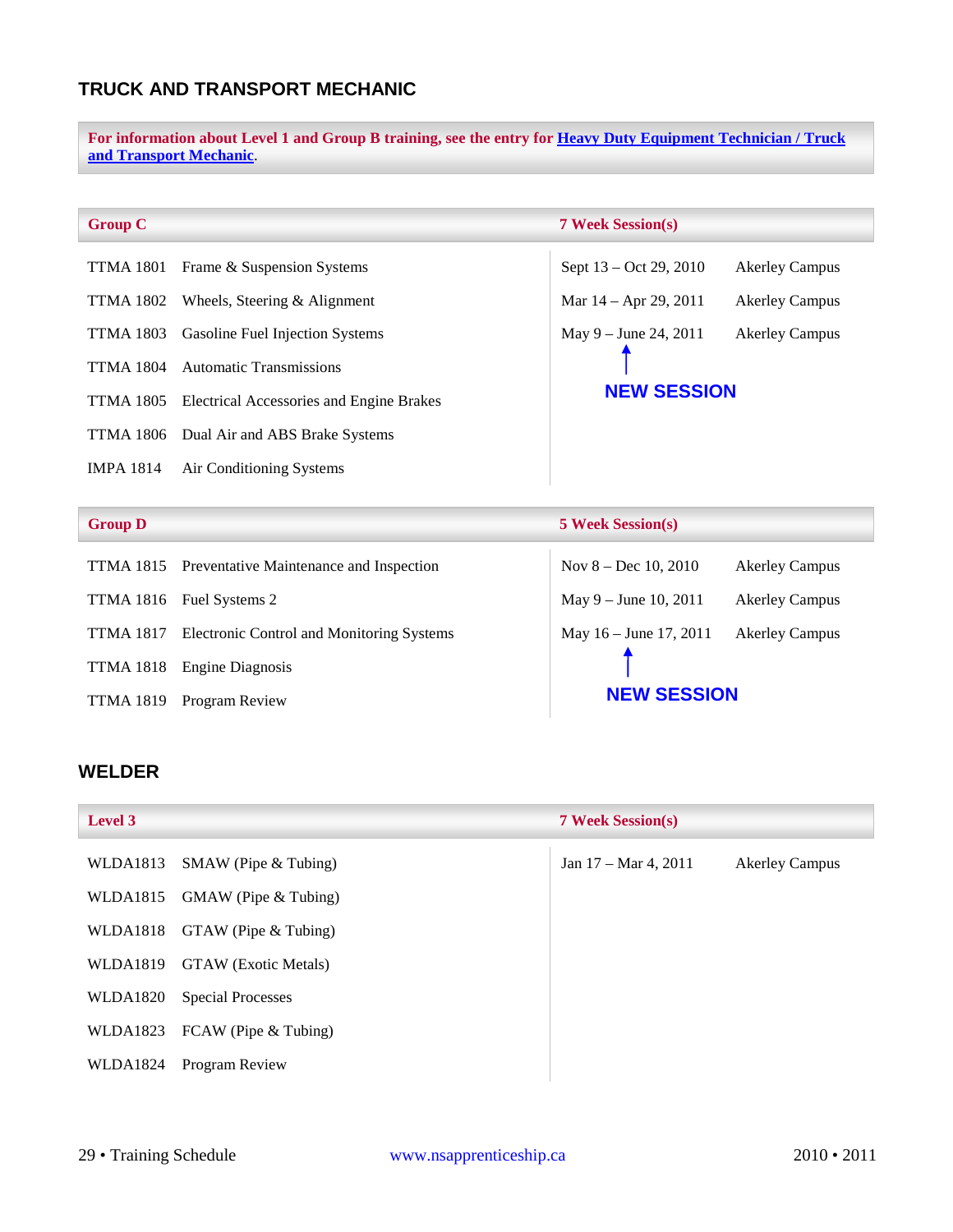## TRUCK AND TRANSPORT MECHANIC

**For information about Level 1 and Group B training, see the entry for Heavy Duty Equipment Technician / Truck and Transport Mechanic.**

| Group C | | 7 Week Session(s) | |
|---|---|---|---|
| TTMA 1801 | Frame & Suspension Systems | Sept 13 – Oct 29, 2010 | Akerley Campus |
| TTMA 1802 | Wheels, Steering & Alignment | Mar 14 – Apr 29, 2011 | Akerley Campus |
| TTMA 1803 | Gasoline Fuel Injection Systems | May 9 – June 24, 2011 (NEW SESSION) | Akerley Campus |
| TTMA 1804 | Automatic Transmissions | | |
| TTMA 1805 | Electrical Accessories and Engine Brakes | | |
| TTMA 1806 | Dual Air and ABS Brake Systems | | |
| IMPA 1814 | Air Conditioning Systems | | |

| Group D | | 5 Week Session(s) | |
|---|---|---|---|
| TTMA 1815 | Preventative Maintenance and Inspection | Nov 8 – Dec 10, 2010 | Akerley Campus |
| TTMA 1816 | Fuel Systems 2 | May 9 – June 10, 2011 | Akerley Campus |
| TTMA 1817 | Electronic Control and Monitoring Systems | May 16 – June 17, 2011 (NEW SESSION) | Akerley Campus |
| TTMA 1818 | Engine Diagnosis | | |
| TTMA 1819 | Program Review | | |

## WELDER

| Level 3 | | 7 Week Session(s) | |
|---|---|---|---|
| WLDA1813 | SMAW (Pipe & Tubing) | Jan 17 – Mar 4, 2011 | Akerley Campus |
| WLDA1815 | GMAW (Pipe & Tubing) | | |
| WLDA1818 | GTAW (Pipe & Tubing) | | |
| WLDA1819 | GTAW (Exotic Metals) | | |
| WLDA1820 | Special Processes | | |
| WLDA1823 | FCAW (Pipe & Tubing) | | |
| WLDA1824 | Program Review | | |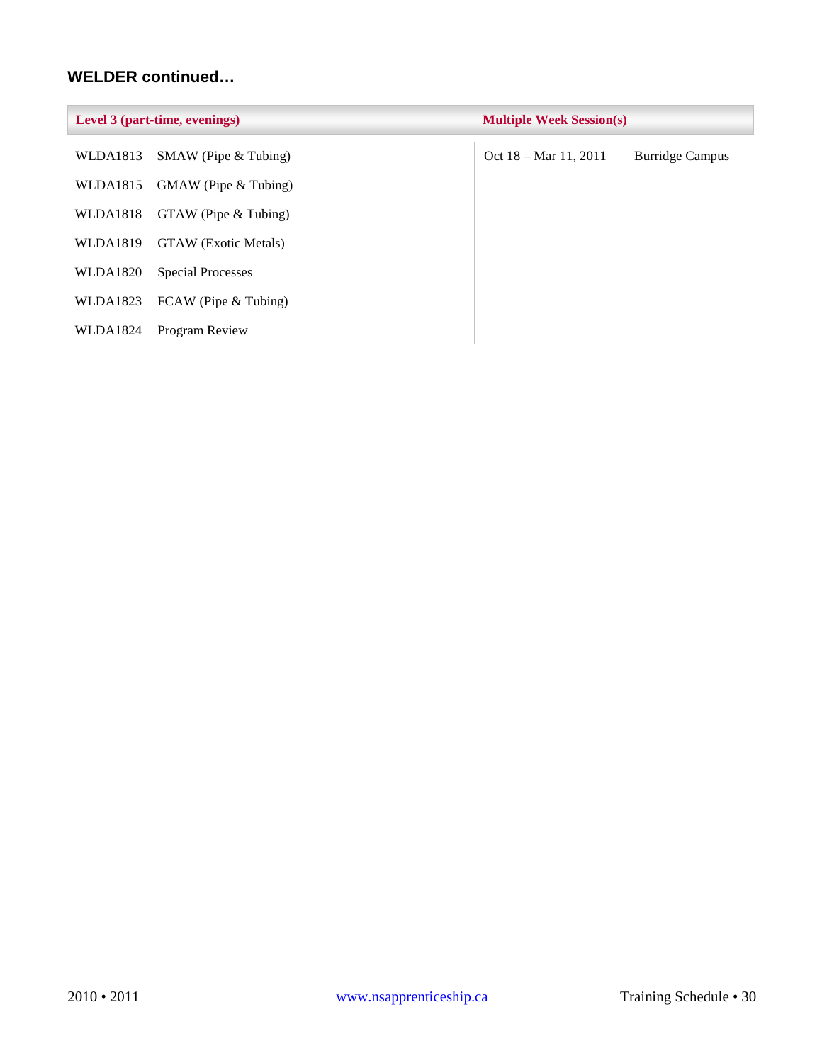## WELDER continued…

| Level 3 (part-time, evenings) | | Multiple Week Session(s) | |
|---|---|---|---|
| WLDA1813 | SMAW (Pipe & Tubing) | Oct 18 – Mar 11, 2011 | Burridge Campus |
| WLDA1815 | GMAW (Pipe & Tubing) | | |
| WLDA1818 | GTAW (Pipe & Tubing) | | |
| WLDA1819 | GTAW (Exotic Metals) | | |
| WLDA1820 | Special Processes | | |
| WLDA1823 | FCAW (Pipe & Tubing) | | |
| WLDA1824 | Program Review | | |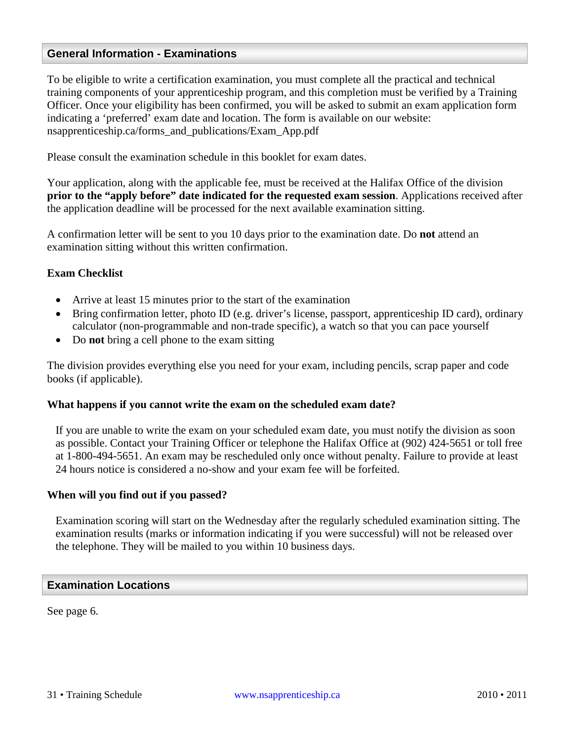## General Information - Examinations

To be eligible to write a certification examination, you must complete all the practical and technical training components of your apprenticeship program, and this completion must be verified by a Training Officer. Once your eligibility has been confirmed, you will be asked to submit an exam application form indicating a 'preferred' exam date and location. The form is available on our website: nsapprenticeship.ca/forms_and_publications/Exam_App.pdf

Please consult the examination schedule in this booklet for exam dates.

Your application, along with the applicable fee, must be received at the Halifax Office of the division **prior to the "apply before" date indicated for the requested exam session**. Applications received after the application deadline will be processed for the next available examination sitting.

A confirmation letter will be sent to you 10 days prior to the examination date. Do **not** attend an examination sitting without this written confirmation.

### Exam Checklist

- Arrive at least 15 minutes prior to the start of the examination
- Bring confirmation letter, photo ID (e.g. driver's license, passport, apprenticeship ID card), ordinary calculator (non-programmable and non-trade specific), a watch so that you can pace yourself
- Do **not** bring a cell phone to the exam sitting

The division provides everything else you need for your exam, including pencils, scrap paper and code books (if applicable).

### What happens if you cannot write the exam on the scheduled exam date?

If you are unable to write the exam on your scheduled exam date, you must notify the division as soon as possible. Contact your Training Officer or telephone the Halifax Office at (902) 424-5651 or toll free at 1-800-494-5651. An exam may be rescheduled only once without penalty. Failure to provide at least 24 hours notice is considered a no-show and your exam fee will be forfeited.

### When will you find out if you passed?

Examination scoring will start on the Wednesday after the regularly scheduled examination sitting. The examination results (marks or information indicating if you were successful) will not be released over the telephone. They will be mailed to you within 10 business days.

## Examination Locations

See page 6.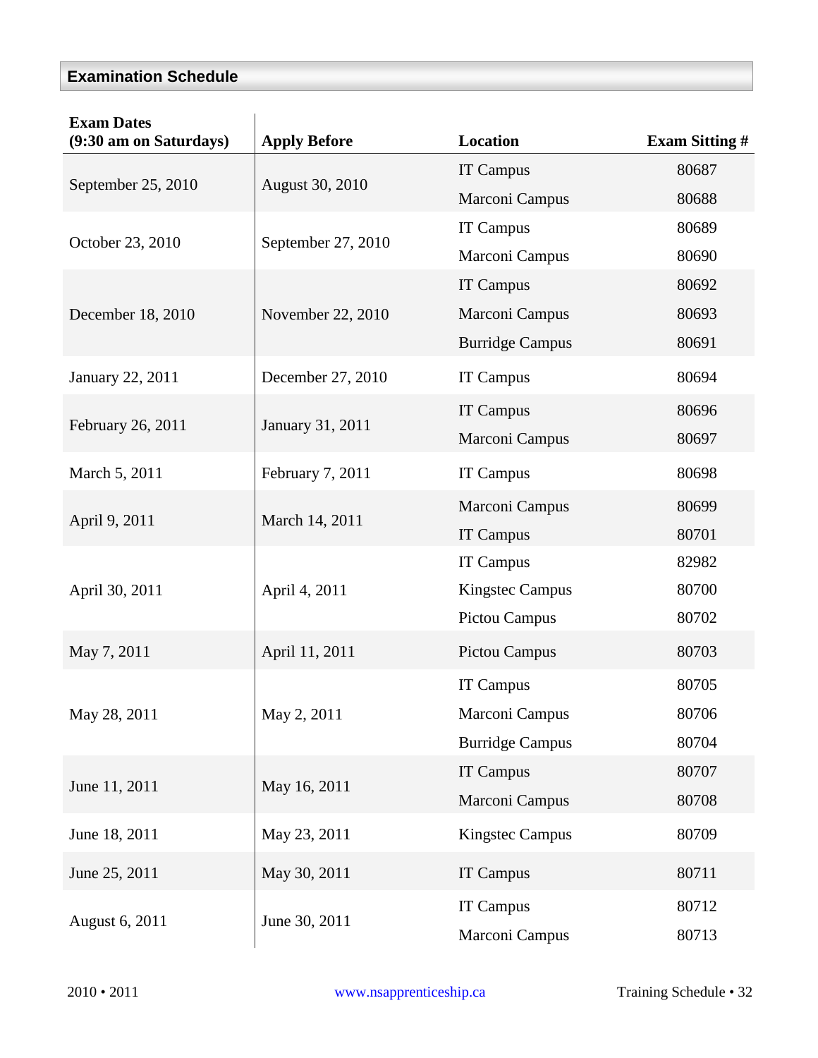## Examination Schedule

| Exam Dates (9:30 am on Saturdays) | Apply Before | Location | Exam Sitting # |
|---|---|---|---|
| September 25, 2010 | August 30, 2010 | IT Campus | 80687 |
| | | Marconi Campus | 80688 |
| October 23, 2010 | September 27, 2010 | IT Campus | 80689 |
| | | Marconi Campus | 80690 |
| December 18, 2010 | November 22, 2010 | IT Campus | 80692 |
| | | Marconi Campus | 80693 |
| | | Burridge Campus | 80691 |
| January 22, 2011 | December 27, 2010 | IT Campus | 80694 |
| February 26, 2011 | January 31, 2011 | IT Campus | 80696 |
| | | Marconi Campus | 80697 |
| March 5, 2011 | February 7, 2011 | IT Campus | 80698 |
| April 9, 2011 | March 14, 2011 | Marconi Campus | 80699 |
| | | IT Campus | 80701 |
| April 30, 2011 | April 4, 2011 | IT Campus | 82982 |
| | | Kingstec Campus | 80700 |
| | | Pictou Campus | 80702 |
| May 7, 2011 | April 11, 2011 | Pictou Campus | 80703 |
| May 28, 2011 | May 2, 2011 | IT Campus | 80705 |
| | | Marconi Campus | 80706 |
| | | Burridge Campus | 80704 |
| June 11, 2011 | May 16, 2011 | IT Campus | 80707 |
| | | Marconi Campus | 80708 |
| June 18, 2011 | May 23, 2011 | Kingstec Campus | 80709 |
| June 25, 2011 | May 30, 2011 | IT Campus | 80711 |
| August 6, 2011 | June 30, 2011 | IT Campus | 80712 |
| | | Marconi Campus | 80713 |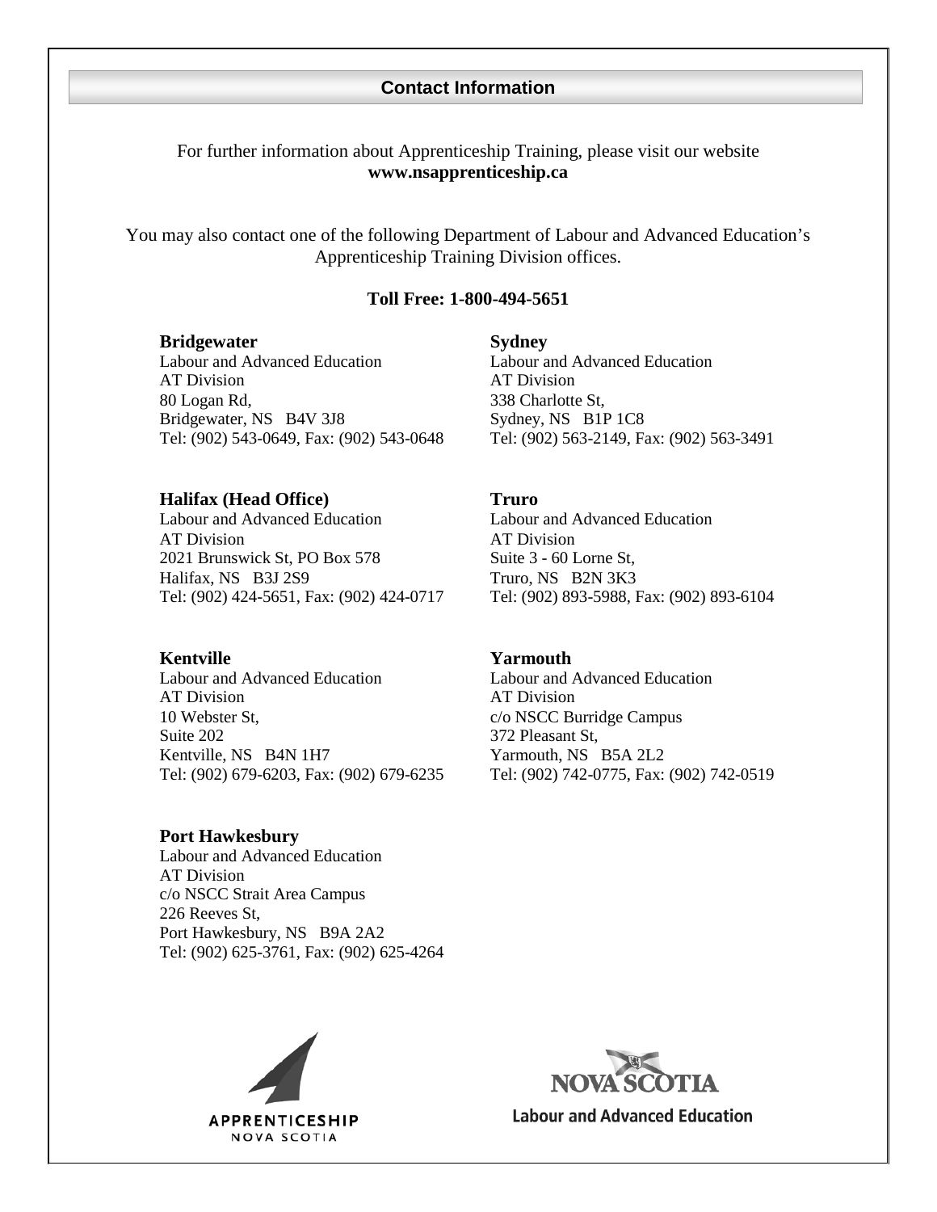## Contact Information

For further information about Apprenticeship Training, please visit our website
**www.nsapprenticeship.ca**

You may also contact one of the following Department of Labour and Advanced Education's Apprenticeship Training Division offices.

**Toll Free: 1-800-494-5651**

**Bridgewater**
Labour and Advanced Education
AT Division
80 Logan Rd,
Bridgewater, NS B4V 3J8
Tel: (902) 543-0649, Fax: (902) 543-0648

**Halifax (Head Office)**
Labour and Advanced Education
AT Division
2021 Brunswick St, PO Box 578
Halifax, NS B3J 2S9
Tel: (902) 424-5651, Fax: (902) 424-0717

**Kentville**
Labour and Advanced Education
AT Division
10 Webster St,
Suite 202
Kentville, NS B4N 1H7
Tel: (902) 679-6203, Fax: (902) 679-6235

**Port Hawkesbury**
Labour and Advanced Education
AT Division
c/o NSCC Strait Area Campus
226 Reeves St,
Port Hawkesbury, NS B9A 2A2
Tel: (902) 625-3761, Fax: (902) 625-4264

**Sydney**
Labour and Advanced Education
AT Division
338 Charlotte St,
Sydney, NS B1P 1C8
Tel: (902) 563-2149, Fax: (902) 563-3491

**Truro**
Labour and Advanced Education
AT Division
Suite 3 - 60 Lorne St,
Truro, NS B2N 3K3
Tel: (902) 893-5988, Fax: (902) 893-6104

**Yarmouth**
Labour and Advanced Education
AT Division
c/o NSCC Burridge Campus
372 Pleasant St,
Yarmouth, NS B5A 2L2
Tel: (902) 742-0775, Fax: (902) 742-0519

APPRENTICESHIP
NOVA SCOTIA

NOVA SCOTIA
Labour and Advanced Education